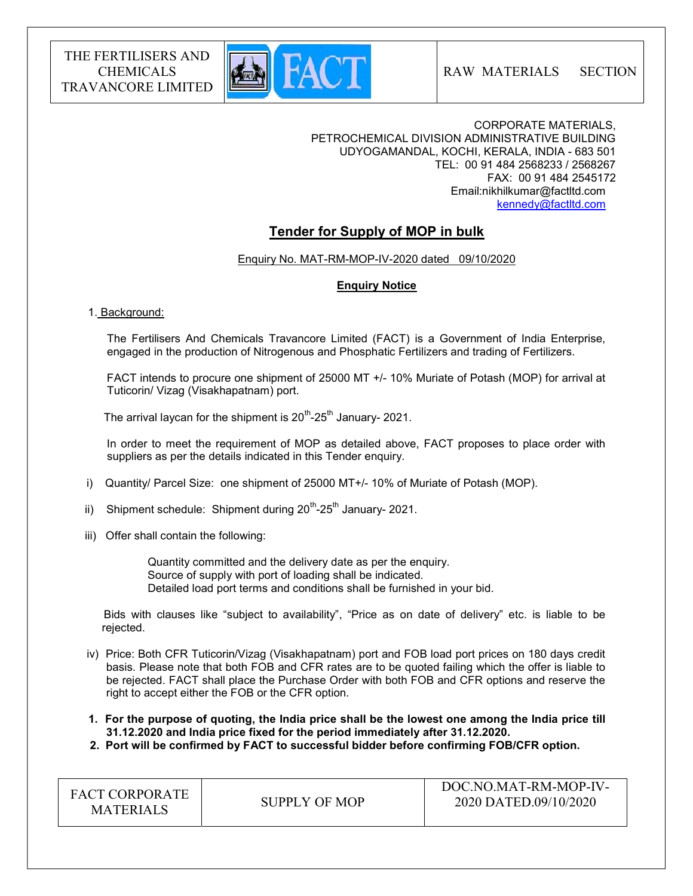| THE FERTILISERS AND CHEMICALS TRAVANCORE LIMITED | FACT | RAW MATERIALS SECTION |
|---|---|---|

CORPORATE MATERIALS,
PETROCHEMICAL DIVISION ADMINISTRATIVE BUILDING
UDYOGAMANDAL, KOCHI, KERALA, INDIA - 683 501
TEL: 00 91 484 2568233 / 2568267
FAX: 00 91 484 2545172
Email:nikhilkumar@factltd.com
kennedy@factltd.com

## Tender for Supply of MOP in bulk

Enquiry No. MAT-RM-MOP-IV-2020 dated 09/10/2020

### Enquiry Notice

1. Background:

The Fertilisers And Chemicals Travancore Limited (FACT) is a Government of India Enterprise, engaged in the production of Nitrogenous and Phosphatic Fertilizers and trading of Fertilizers.

FACT intends to procure one shipment of 25000 MT +/- 10% Muriate of Potash (MOP) for arrival at Tuticorin/ Vizag (Visakhapatnam) port.

The arrival laycan for the shipment is 20th-25th January- 2021.

In order to meet the requirement of MOP as detailed above, FACT proposes to place order with suppliers as per the details indicated in this Tender enquiry.

i) Quantity/ Parcel Size: one shipment of 25000 MT+/- 10% of Muriate of Potash (MOP).

ii) Shipment schedule: Shipment during 20th-25th January- 2021.

iii) Offer shall contain the following:

Quantity committed and the delivery date as per the enquiry.
Source of supply with port of loading shall be indicated.
Detailed load port terms and conditions shall be furnished in your bid.

Bids with clauses like "subject to availability", "Price as on date of delivery" etc. is liable to be rejected.

iv) Price: Both CFR Tuticorin/Vizag (Visakhapatnam) port and FOB load port prices on 180 days credit basis. Please note that both FOB and CFR rates are to be quoted failing which the offer is liable to be rejected. FACT shall place the Purchase Order with both FOB and CFR options and reserve the right to accept either the FOB or the CFR option.

1. **For the purpose of quoting, the India price shall be the lowest one among the India price till 31.12.2020 and India price fixed for the period immediately after 31.12.2020.**
2. **Port will be confirmed by FACT to successful bidder before confirming FOB/CFR option.**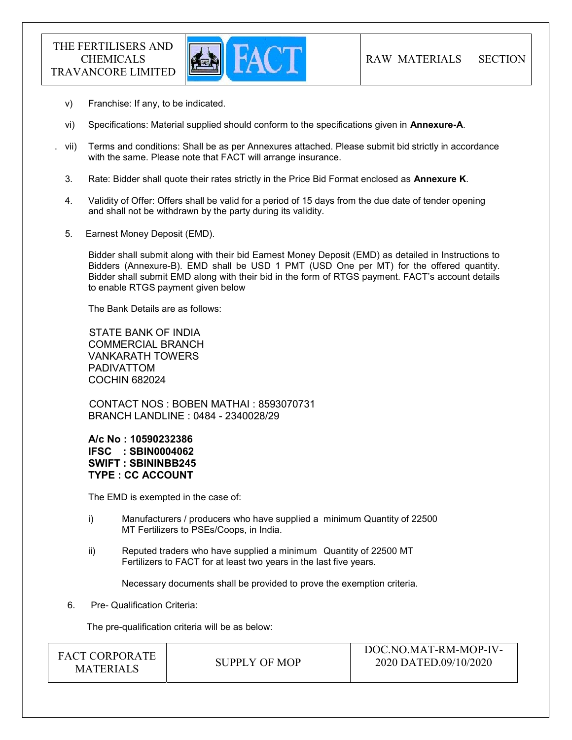v) Franchise: If any, to be indicated.

vi) Specifications: Material supplied should conform to the specifications given in **Annexure-A**.

vii) Terms and conditions: Shall be as per Annexures attached. Please submit bid strictly in accordance with the same. Please note that FACT will arrange insurance.

3. Rate: Bidder shall quote their rates strictly in the Price Bid Format enclosed as **Annexure K**.

4. Validity of Offer: Offers shall be valid for a period of 15 days from the due date of tender opening and shall not be withdrawn by the party during its validity.

5. Earnest Money Deposit (EMD).

Bidder shall submit along with their bid Earnest Money Deposit (EMD) as detailed in Instructions to Bidders (Annexure-B). EMD shall be USD 1 PMT (USD One per MT) for the offered quantity. Bidder shall submit EMD along with their bid in the form of RTGS payment. FACT's account details to enable RTGS payment given below

The Bank Details are as follows:

STATE BANK OF INDIA
COMMERCIAL BRANCH
VANKARATH TOWERS
PADIVATTOM
COCHIN 682024

CONTACT NOS : BOBEN MATHAI : 8593070731
BRANCH LANDLINE : 0484 - 2340028/29

**A/c No : 10590232386**
**IFSC : SBIN0004062**
**SWIFT : SBININBB245**
**TYPE : CC ACCOUNT**

The EMD is exempted in the case of:

i) Manufacturers / producers who have supplied a minimum Quantity of 22500 MT Fertilizers to PSEs/Coops, in India.

ii) Reputed traders who have supplied a minimum Quantity of 22500 MT Fertilizers to FACT for at least two years in the last five years.

Necessary documents shall be provided to prove the exemption criteria.

6. Pre- Qualification Criteria:

The pre-qualification criteria will be as below: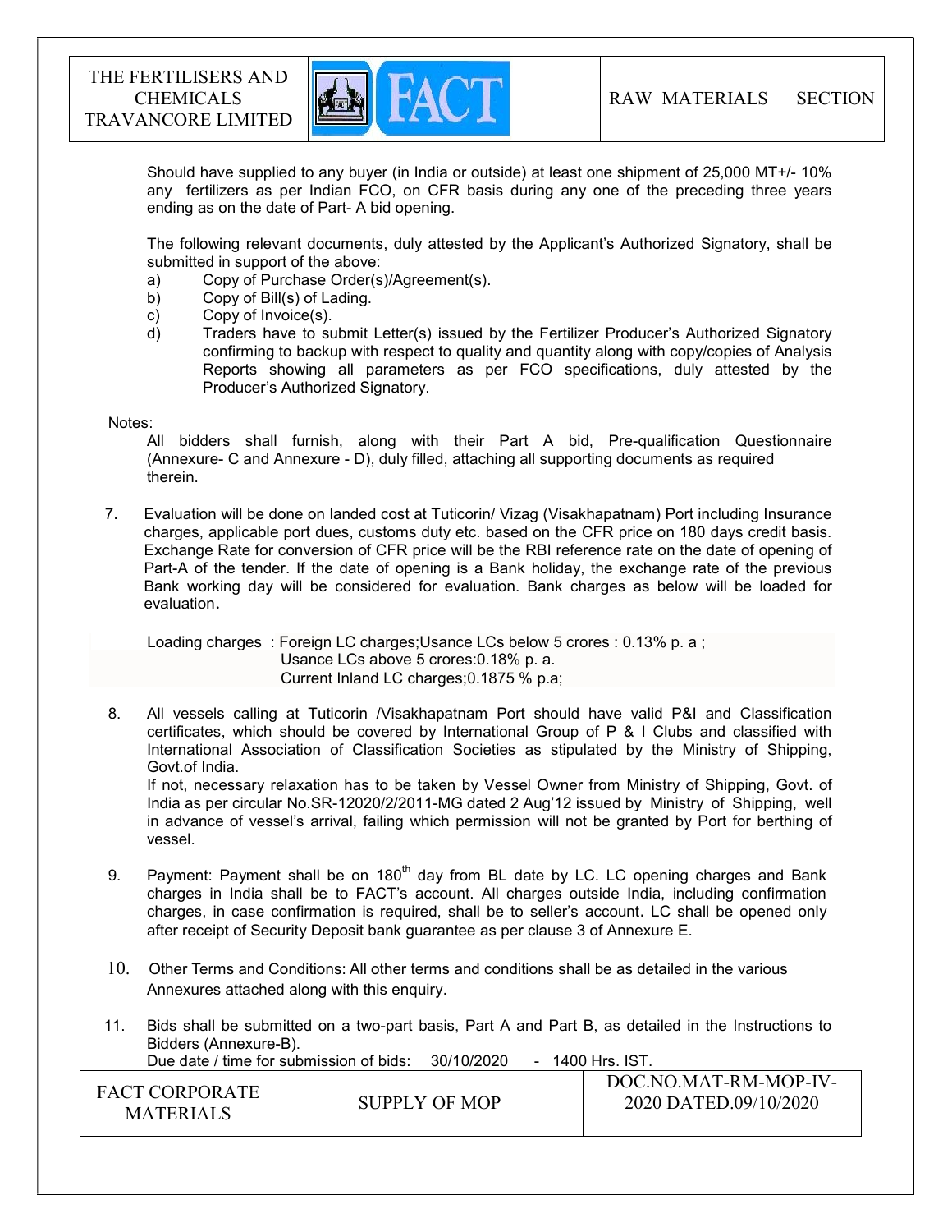Should have supplied to any buyer (in India or outside) at least one shipment of 25,000 MT+/- 10% any fertilizers as per Indian FCO, on CFR basis during any one of the preceding three years ending as on the date of Part- A bid opening.

The following relevant documents, duly attested by the Applicant's Authorized Signatory, shall be submitted in support of the above:

a) Copy of Purchase Order(s)/Agreement(s).
b) Copy of Bill(s) of Lading.
c) Copy of Invoice(s).
d) Traders have to submit Letter(s) issued by the Fertilizer Producer's Authorized Signatory confirming to backup with respect to quality and quantity along with copy/copies of Analysis Reports showing all parameters as per FCO specifications, duly attested by the Producer's Authorized Signatory.

Notes:

All bidders shall furnish, along with their Part A bid, Pre-qualification Questionnaire (Annexure- C and Annexure - D), duly filled, attaching all supporting documents as required therein.

7. Evaluation will be done on landed cost at Tuticorin/ Vizag (Visakhapatnam) Port including Insurance charges, applicable port dues, customs duty etc. based on the CFR price on 180 days credit basis. Exchange Rate for conversion of CFR price will be the RBI reference rate on the date of opening of Part-A of the tender. If the date of opening is a Bank holiday, the exchange rate of the previous Bank working day will be considered for evaluation. Bank charges as below will be loaded for evaluation.

   Loading charges : Foreign LC charges;Usance LCs below 5 crores : 0.13% p. a ;
   Usance LCs above 5 crores:0.18% p. a.
   Current Inland LC charges;0.1875 % p.a;

8. All vessels calling at Tuticorin /Visakhapatnam Port should have valid P&I and Classification certificates, which should be covered by International Group of P & I Clubs and classified with International Association of Classification Societies as stipulated by the Ministry of Shipping, Govt.of India.
   If not, necessary relaxation has to be taken by Vessel Owner from Ministry of Shipping, Govt. of India as per circular No.SR-12020/2/2011-MG dated 2 Aug'12 issued by Ministry of Shipping, well in advance of vessel's arrival, failing which permission will not be granted by Port for berthing of vessel.

9. Payment: Payment shall be on 180th day from BL date by LC. LC opening charges and Bank charges in India shall be to FACT's account. All charges outside India, including confirmation charges, in case confirmation is required, shall be to seller's account. LC shall be opened only after receipt of Security Deposit bank guarantee as per clause 3 of Annexure E.

10. Other Terms and Conditions: All other terms and conditions shall be as detailed in the various Annexures attached along with this enquiry.

11. Bids shall be submitted on a two-part basis, Part A and Part B, as detailed in the Instructions to Bidders (Annexure-B).
    Due date / time for submission of bids: 30/10/2020 - 1400 Hrs. IST.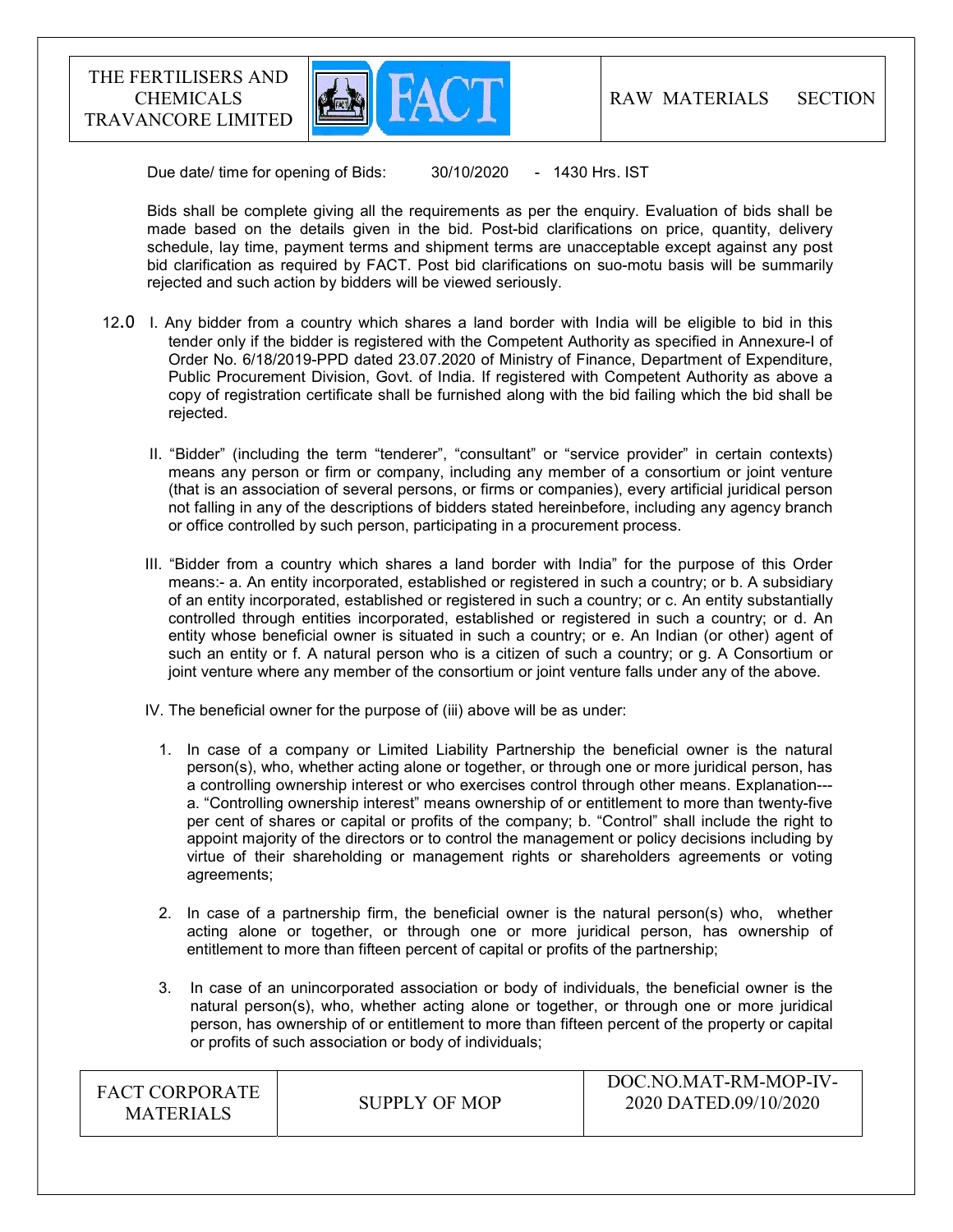Due date/ time for opening of Bids: 30/10/2020 - 1430 Hrs. IST

Bids shall be complete giving all the requirements as per the enquiry. Evaluation of bids shall be made based on the details given in the bid. Post-bid clarifications on price, quantity, delivery schedule, lay time, payment terms and shipment terms are unacceptable except against any post bid clarification as required by FACT. Post bid clarifications on suo-motu basis will be summarily rejected and such action by bidders will be viewed seriously.

12.0 I. Any bidder from a country which shares a land border with India will be eligible to bid in this tender only if the bidder is registered with the Competent Authority as specified in Annexure-I of Order No. 6/18/2019-PPD dated 23.07.2020 of Ministry of Finance, Department of Expenditure, Public Procurement Division, Govt. of India. If registered with Competent Authority as above a copy of registration certificate shall be furnished along with the bid failing which the bid shall be rejected.

II. "Bidder" (including the term "tenderer", "consultant" or "service provider" in certain contexts) means any person or firm or company, including any member of a consortium or joint venture (that is an association of several persons, or firms or companies), every artificial juridical person not falling in any of the descriptions of bidders stated hereinbefore, including any agency branch or office controlled by such person, participating in a procurement process.

III. "Bidder from a country which shares a land border with India" for the purpose of this Order means:- a. An entity incorporated, established or registered in such a country; or b. A subsidiary of an entity incorporated, established or registered in such a country; or c. An entity substantially controlled through entities incorporated, established or registered in such a country; or d. An entity whose beneficial owner is situated in such a country; or e. An Indian (or other) agent of such an entity or f. A natural person who is a citizen of such a country; or g. A Consortium or joint venture where any member of the consortium or joint venture falls under any of the above.

IV. The beneficial owner for the purpose of (iii) above will be as under:

1. In case of a company or Limited Liability Partnership the beneficial owner is the natural person(s), who, whether acting alone or together, or through one or more juridical person, has a controlling ownership interest or who exercises control through other means. Explanation--- a. "Controlling ownership interest" means ownership of or entitlement to more than twenty-five per cent of shares or capital or profits of the company; b. "Control" shall include the right to appoint majority of the directors or to control the management or policy decisions including by virtue of their shareholding or management rights or shareholders agreements or voting agreements;

2. In case of a partnership firm, the beneficial owner is the natural person(s) who, whether acting alone or together, or through one or more juridical person, has ownership of entitlement to more than fifteen percent of capital or profits of the partnership;

3. In case of an unincorporated association or body of individuals, the beneficial owner is the natural person(s), who, whether acting alone or together, or through one or more juridical person, has ownership of or entitlement to more than fifteen percent of the property or capital or profits of such association or body of individuals;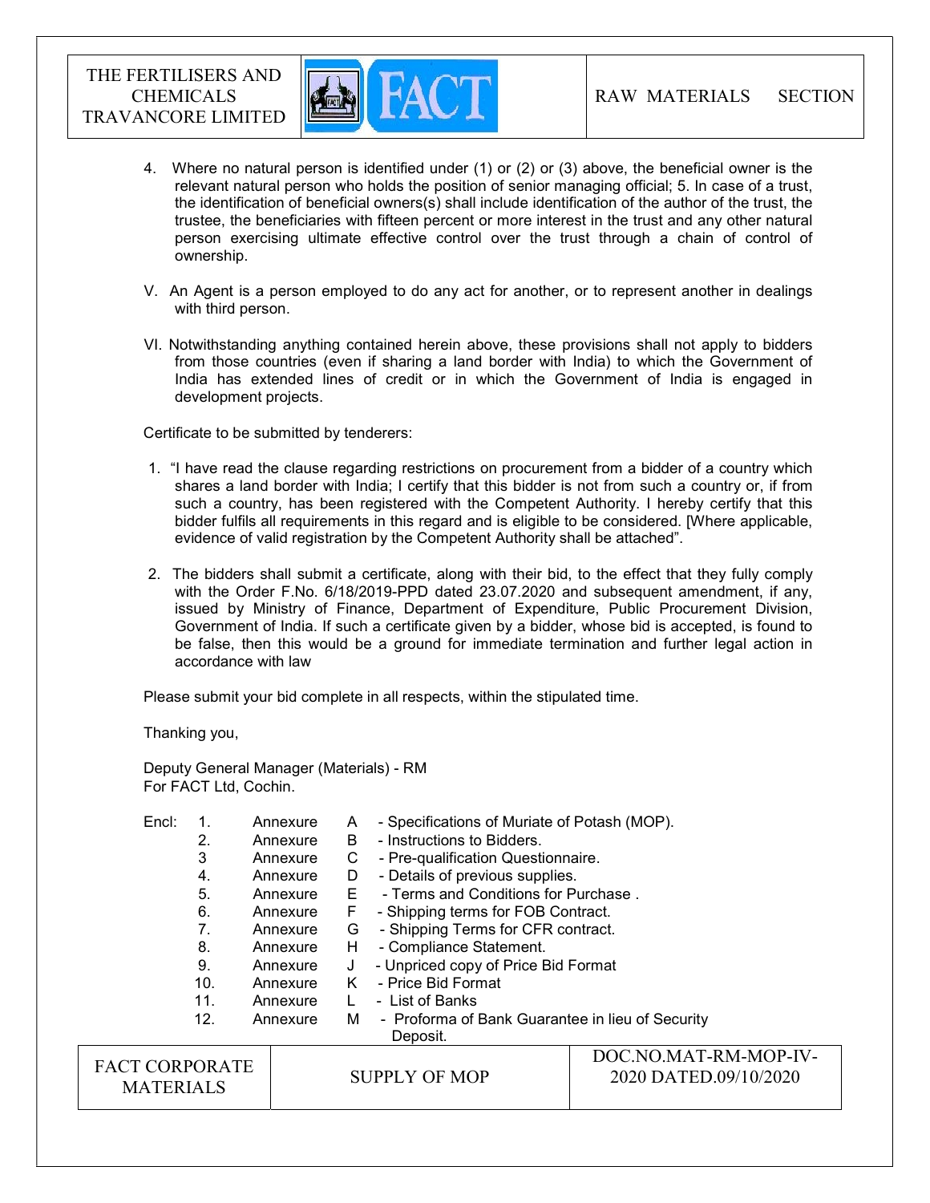4. Where no natural person is identified under (1) or (2) or (3) above, the beneficial owner is the relevant natural person who holds the position of senior managing official; 5. In case of a trust, the identification of beneficial owners(s) shall include identification of the author of the trust, the trustee, the beneficiaries with fifteen percent or more interest in the trust and any other natural person exercising ultimate effective control over the trust through a chain of control of ownership.

V. An Agent is a person employed to do any act for another, or to represent another in dealings with third person.

VI. Notwithstanding anything contained herein above, these provisions shall not apply to bidders from those countries (even if sharing a land border with India) to which the Government of India has extended lines of credit or in which the Government of India is engaged in development projects.

Certificate to be submitted by tenderers:

1. "I have read the clause regarding restrictions on procurement from a bidder of a country which shares a land border with India; I certify that this bidder is not from such a country or, if from such a country, has been registered with the Competent Authority. I hereby certify that this bidder fulfils all requirements in this regard and is eligible to be considered. [Where applicable, evidence of valid registration by the Competent Authority shall be attached".

2. The bidders shall submit a certificate, along with their bid, to the effect that they fully comply with the Order F.No. 6/18/2019-PPD dated 23.07.2020 and subsequent amendment, if any, issued by Ministry of Finance, Department of Expenditure, Public Procurement Division, Government of India. If such a certificate given by a bidder, whose bid is accepted, is found to be false, then this would be a ground for immediate termination and further legal action in accordance with law

Please submit your bid complete in all respects, within the stipulated time.

Thanking you,

Deputy General Manager (Materials) - RM
For FACT Ltd, Cochin.

Encl:

1. Annexure A - Specifications of Muriate of Potash (MOP).
2. Annexure B - Instructions to Bidders.
3. Annexure C - Pre-qualification Questionnaire.
4. Annexure D - Details of previous supplies.
5. Annexure E - Terms and Conditions for Purchase .
6. Annexure F - Shipping terms for FOB Contract.
7. Annexure G - Shipping Terms for CFR contract.
8. Annexure H - Compliance Statement.
9. Annexure J - Unpriced copy of Price Bid Format
10. Annexure K - Price Bid Format
11. Annexure L - List of Banks
12. Annexure M - Proforma of Bank Guarantee in lieu of Security Deposit.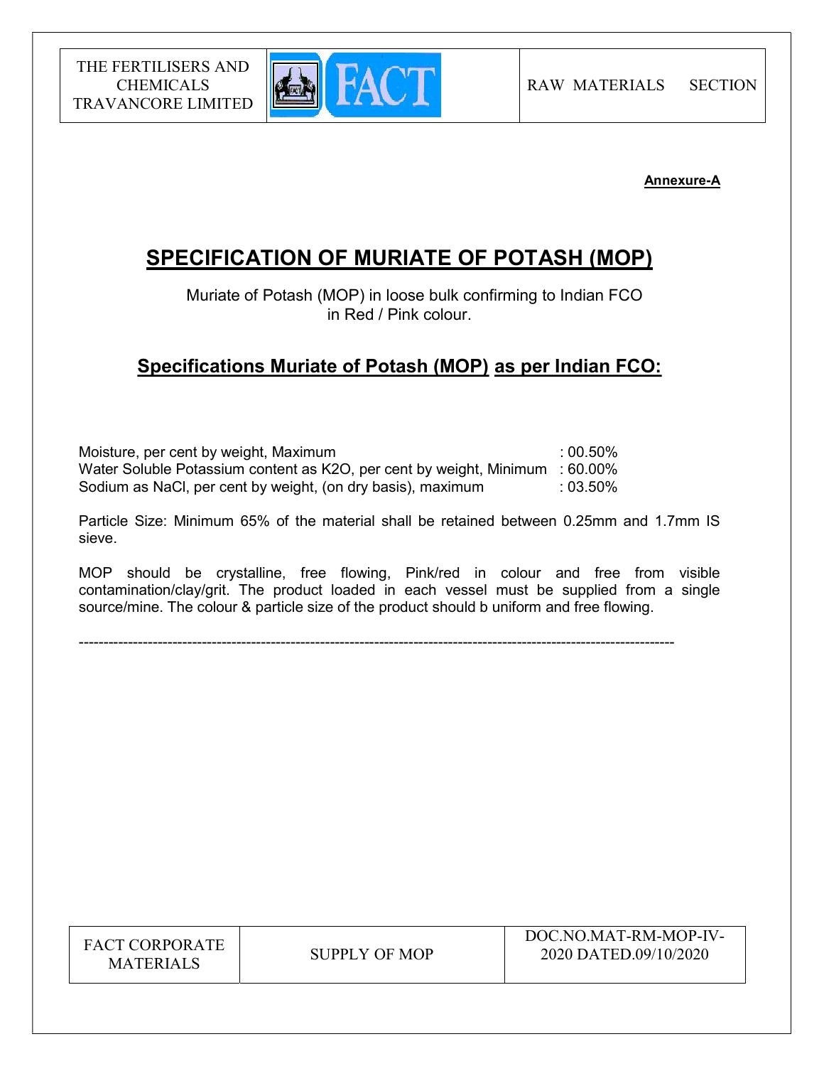**Annexure-A**

# SPECIFICATION OF MURIATE OF POTASH (MOP)

Muriate of Potash (MOP) in loose bulk confirming to Indian FCO in Red / Pink colour.

## Specifications Muriate of Potash (MOP) as per Indian FCO:

| | |
|---|---|
| Moisture, per cent by weight, Maximum | : 00.50% |
| Water Soluble Potassium content as $K_2O$, per cent by weight, Minimum | : 60.00% |
| Sodium as NaCl, per cent by weight, (on dry basis), maximum | : 03.50% |

Particle Size: Minimum 65% of the material shall be retained between 0.25mm and 1.7mm IS sieve.

MOP should be crystalline, free flowing, Pink/red in colour and free from visible contamination/clay/grit. The product loaded in each vessel must be supplied from a single source/mine. The colour & particle size of the product should b uniform and free flowing.

---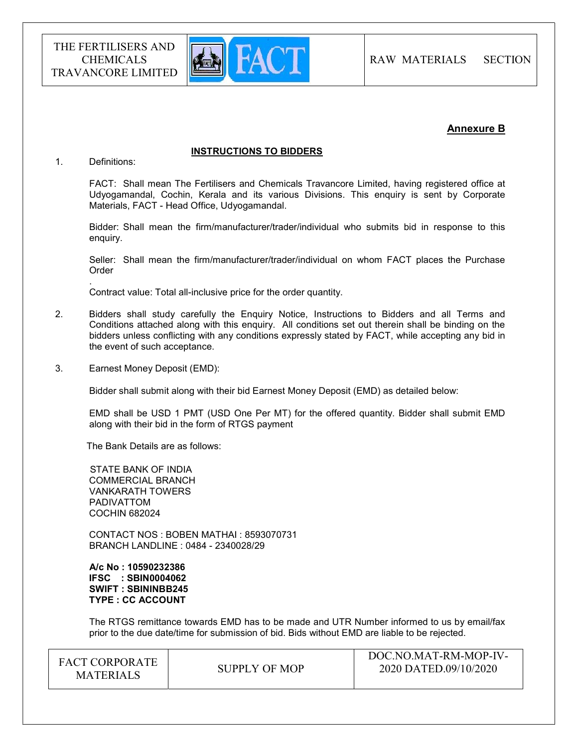**Annexure B**

**INSTRUCTIONS TO BIDDERS**

1. Definitions:

   FACT: Shall mean The Fertilisers and Chemicals Travancore Limited, having registered office at Udyogamandal, Cochin, Kerala and its various Divisions. This enquiry is sent by Corporate Materials, FACT - Head Office, Udyogamandal.

   Bidder: Shall mean the firm/manufacturer/trader/individual who submits bid in response to this enquiry.

   Seller: Shall mean the firm/manufacturer/trader/individual on whom FACT places the Purchase Order

   .
   Contract value: Total all-inclusive price for the order quantity.

2. Bidders shall study carefully the Enquiry Notice, Instructions to Bidders and all Terms and Conditions attached along with this enquiry. All conditions set out therein shall be binding on the bidders unless conflicting with any conditions expressly stated by FACT, while accepting any bid in the event of such acceptance.

3. Earnest Money Deposit (EMD):

   Bidder shall submit along with their bid Earnest Money Deposit (EMD) as detailed below:

   EMD shall be USD 1 PMT (USD One Per MT) for the offered quantity. Bidder shall submit EMD along with their bid in the form of RTGS payment

   The Bank Details are as follows:

   STATE BANK OF INDIA
   COMMERCIAL BRANCH
   VANKARATH TOWERS
   PADIVATTOM
   COCHIN 682024

   CONTACT NOS : BOBEN MATHAI : 8593070731
   BRANCH LANDLINE : 0484 - 2340028/29

   **A/c No : 10590232386**
   **IFSC : SBIN0004062**
   **SWIFT : SBININBB245**
   **TYPE : CC ACCOUNT**

   The RTGS remittance towards EMD has to be made and UTR Number informed to us by email/fax prior to the due date/time for submission of bid. Bids without EMD are liable to be rejected.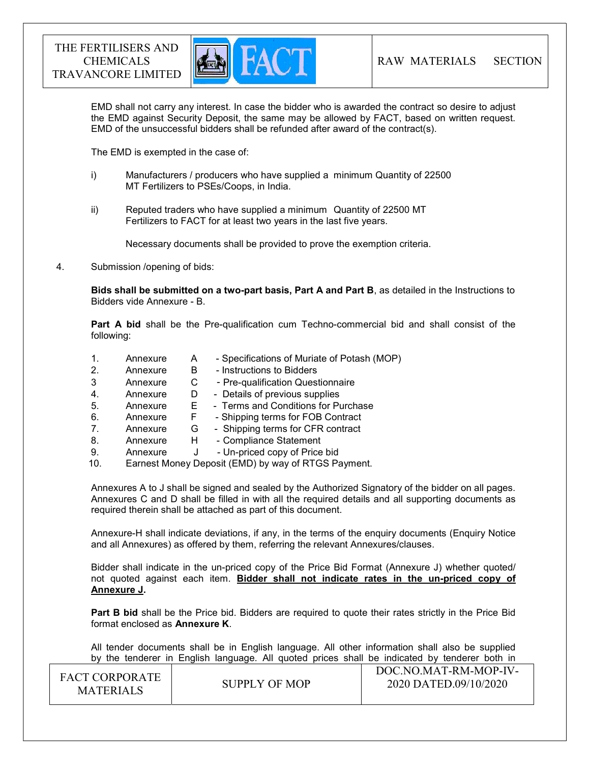EMD shall not carry any interest. In case the bidder who is awarded the contract so desire to adjust the EMD against Security Deposit, the same may be allowed by FACT, based on written request. EMD of the unsuccessful bidders shall be refunded after award of the contract(s).

The EMD is exempted in the case of:

i) Manufacturers / producers who have supplied a minimum Quantity of 22500 MT Fertilizers to PSEs/Coops, in India.

ii) Reputed traders who have supplied a minimum Quantity of 22500 MT Fertilizers to FACT for at least two years in the last five years.

Necessary documents shall be provided to prove the exemption criteria.

4. Submission /opening of bids:

**Bids shall be submitted on a two-part basis, Part A and Part B**, as detailed in the Instructions to Bidders vide Annexure - B.

**Part A bid** shall be the Pre-qualification cum Techno-commercial bid and shall consist of the following:

1. Annexure A - Specifications of Muriate of Potash (MOP)
2. Annexure B - Instructions to Bidders
3. Annexure C - Pre-qualification Questionnaire
4. Annexure D - Details of previous supplies
5. Annexure E - Terms and Conditions for Purchase
6. Annexure F - Shipping terms for FOB Contract
7. Annexure G - Shipping terms for CFR contract
8. Annexure H - Compliance Statement
9. Annexure J - Un-priced copy of Price bid
10. Earnest Money Deposit (EMD) by way of RTGS Payment.

Annexures A to J shall be signed and sealed by the Authorized Signatory of the bidder on all pages. Annexures C and D shall be filled in with all the required details and all supporting documents as required therein shall be attached as part of this document.

Annexure-H shall indicate deviations, if any, in the terms of the enquiry documents (Enquiry Notice and all Annexures) as offered by them, referring the relevant Annexures/clauses.

Bidder shall indicate in the un-priced copy of the Price Bid Format (Annexure J) whether quoted/ not quoted against each item. **<u>Bidder shall not indicate rates in the un-priced copy of Annexure J</u>.**

**Part B bid** shall be the Price bid. Bidders are required to quote their rates strictly in the Price Bid format enclosed as **Annexure K**.

All tender documents shall be in English language. All other information shall also be supplied by the tenderer in English language. All quoted prices shall be indicated by tenderer both in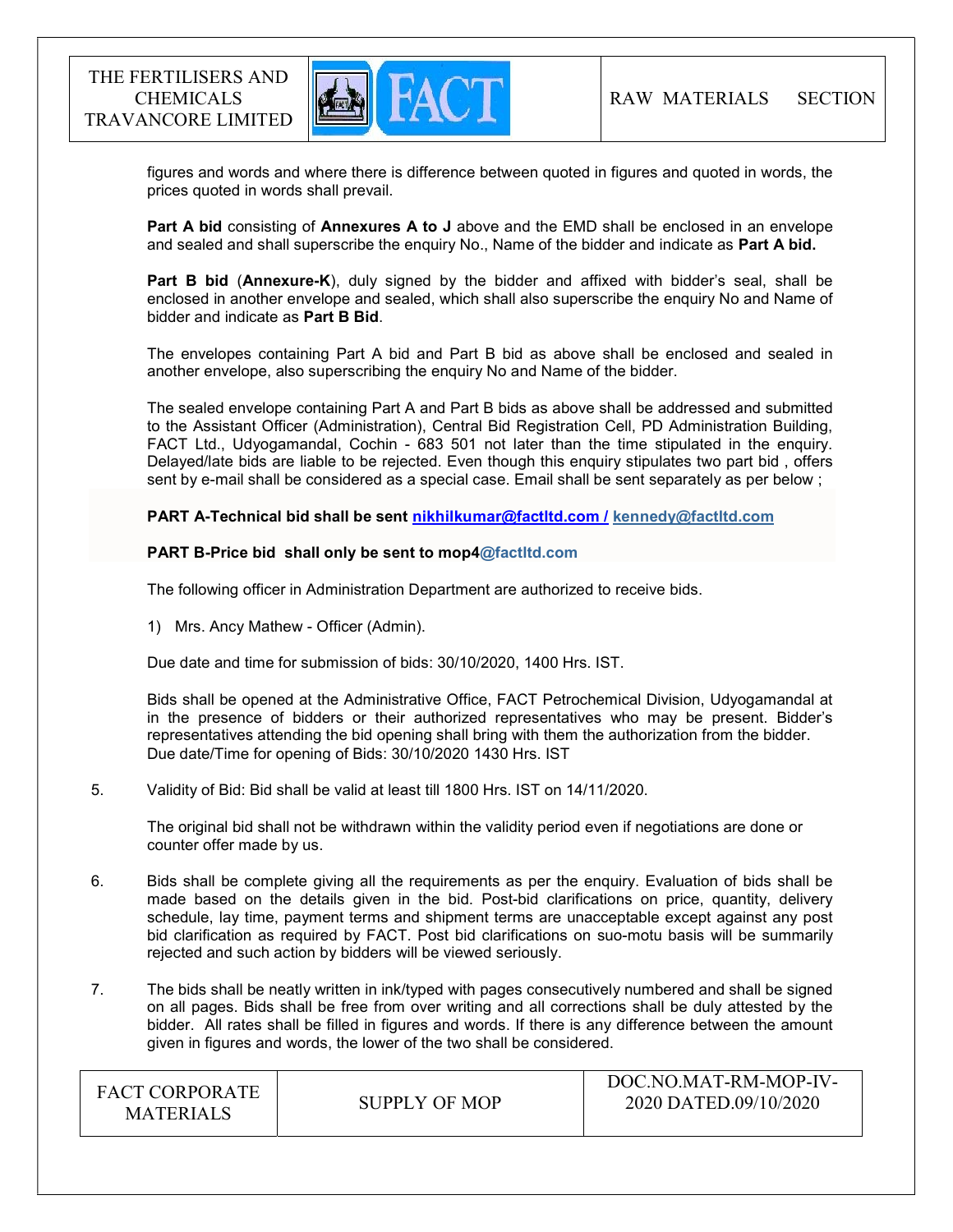figures and words and where there is difference between quoted in figures and quoted in words, the prices quoted in words shall prevail.

**Part A bid** consisting of **Annexures A to J** above and the EMD shall be enclosed in an envelope and sealed and shall superscribe the enquiry No., Name of the bidder and indicate as **Part A bid.**

**Part B bid** (**Annexure-K**), duly signed by the bidder and affixed with bidder's seal, shall be enclosed in another envelope and sealed, which shall also superscribe the enquiry No and Name of bidder and indicate as **Part B Bid**.

The envelopes containing Part A bid and Part B bid as above shall be enclosed and sealed in another envelope, also superscribing the enquiry No and Name of the bidder.

The sealed envelope containing Part A and Part B bids as above shall be addressed and submitted to the Assistant Officer (Administration), Central Bid Registration Cell, PD Administration Building, FACT Ltd., Udyogamandal, Cochin - 683 501 not later than the time stipulated in the enquiry. Delayed/late bids are liable to be rejected. Even though this enquiry stipulates two part bid , offers sent by e-mail shall be considered as a special case. Email shall be sent separately as per below ;

**PART A-Technical bid shall be sent nikhilkumar@factltd.com / kennedy@factltd.com**

**PART B-Price bid shall only be sent to mop4@factltd.com**

The following officer in Administration Department are authorized to receive bids.

1) Mrs. Ancy Mathew - Officer (Admin).

Due date and time for submission of bids: 30/10/2020, 1400 Hrs. IST.

Bids shall be opened at the Administrative Office, FACT Petrochemical Division, Udyogamandal at in the presence of bidders or their authorized representatives who may be present. Bidder's representatives attending the bid opening shall bring with them the authorization from the bidder. Due date/Time for opening of Bids: 30/10/2020 1430 Hrs. IST

5. Validity of Bid: Bid shall be valid at least till 1800 Hrs. IST on 14/11/2020.

   The original bid shall not be withdrawn within the validity period even if negotiations are done or counter offer made by us.

6. Bids shall be complete giving all the requirements as per the enquiry. Evaluation of bids shall be made based on the details given in the bid. Post-bid clarifications on price, quantity, delivery schedule, lay time, payment terms and shipment terms are unacceptable except against any post bid clarification as required by FACT. Post bid clarifications on suo-motu basis will be summarily rejected and such action by bidders will be viewed seriously.

7. The bids shall be neatly written in ink/typed with pages consecutively numbered and shall be signed on all pages. Bids shall be free from over writing and all corrections shall be duly attested by the bidder. All rates shall be filled in figures and words. If there is any difference between the amount given in figures and words, the lower of the two shall be considered.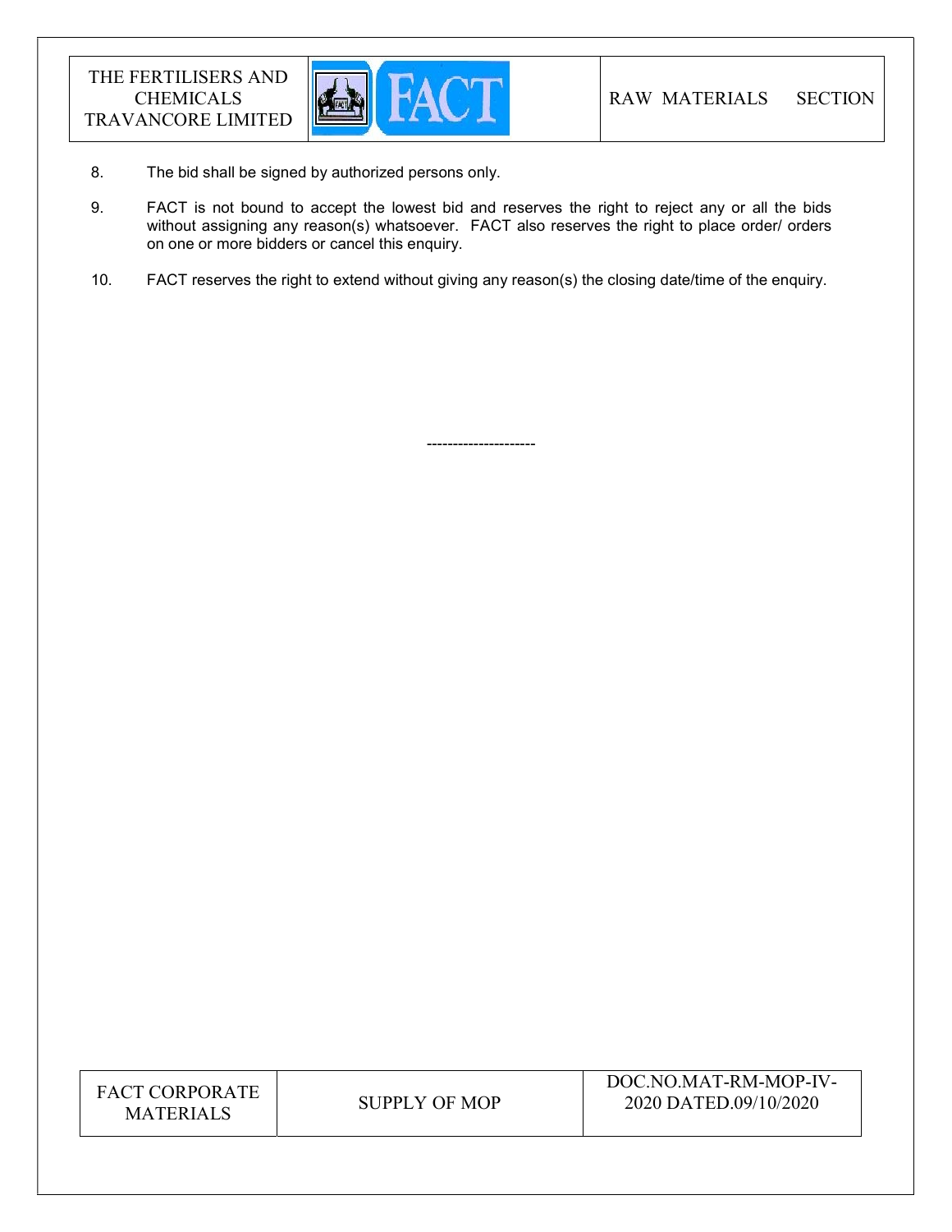8. The bid shall be signed by authorized persons only.

9. FACT is not bound to accept the lowest bid and reserves the right to reject any or all the bids without assigning any reason(s) whatsoever. FACT also reserves the right to place order/ orders on one or more bidders or cancel this enquiry.

10. FACT reserves the right to extend without giving any reason(s) the closing date/time of the enquiry.

---------------------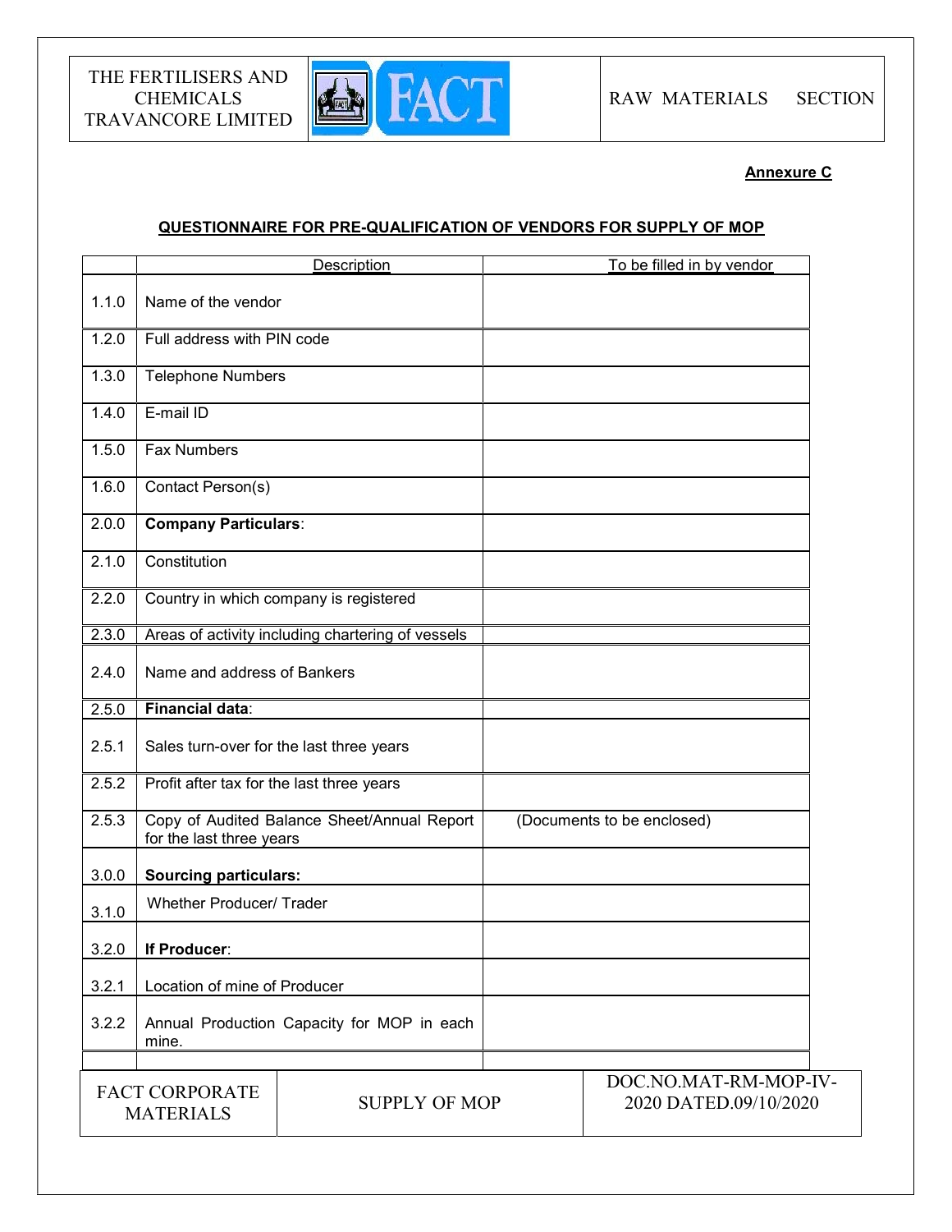**Annexure C**

**QUESTIONNAIRE FOR PRE-QUALIFICATION OF VENDORS FOR SUPPLY OF MOP**

| | Description | To be filled in by vendor |
|---|---|---|
| 1.1.0 | Name of the vendor | |
| 1.2.0 | Full address with PIN code | |
| 1.3.0 | Telephone Numbers | |
| 1.4.0 | E-mail ID | |
| 1.5.0 | Fax Numbers | |
| 1.6.0 | Contact Person(s) | |
| 2.0.0 | **Company Particulars**: | |
| 2.1.0 | Constitution | |
| 2.2.0 | Country in which company is registered | |
| 2.3.0 | Areas of activity including chartering of vessels | |
| 2.4.0 | Name and address of Bankers | |
| 2.5.0 | **Financial data**: | |
| 2.5.1 | Sales turn-over for the last three years | |
| 2.5.2 | Profit after tax for the last three years | |
| 2.5.3 | Copy of Audited Balance Sheet/Annual Report for the last three years | (Documents to be enclosed) |
| 3.0.0 | **Sourcing particulars:** | |
| 3.1.0 | Whether Producer/ Trader | |
| 3.2.0 | **If Producer**: | |
| 3.2.1 | Location of mine of Producer | |
| 3.2.2 | Annual Production Capacity for MOP in each mine. | |
| | | |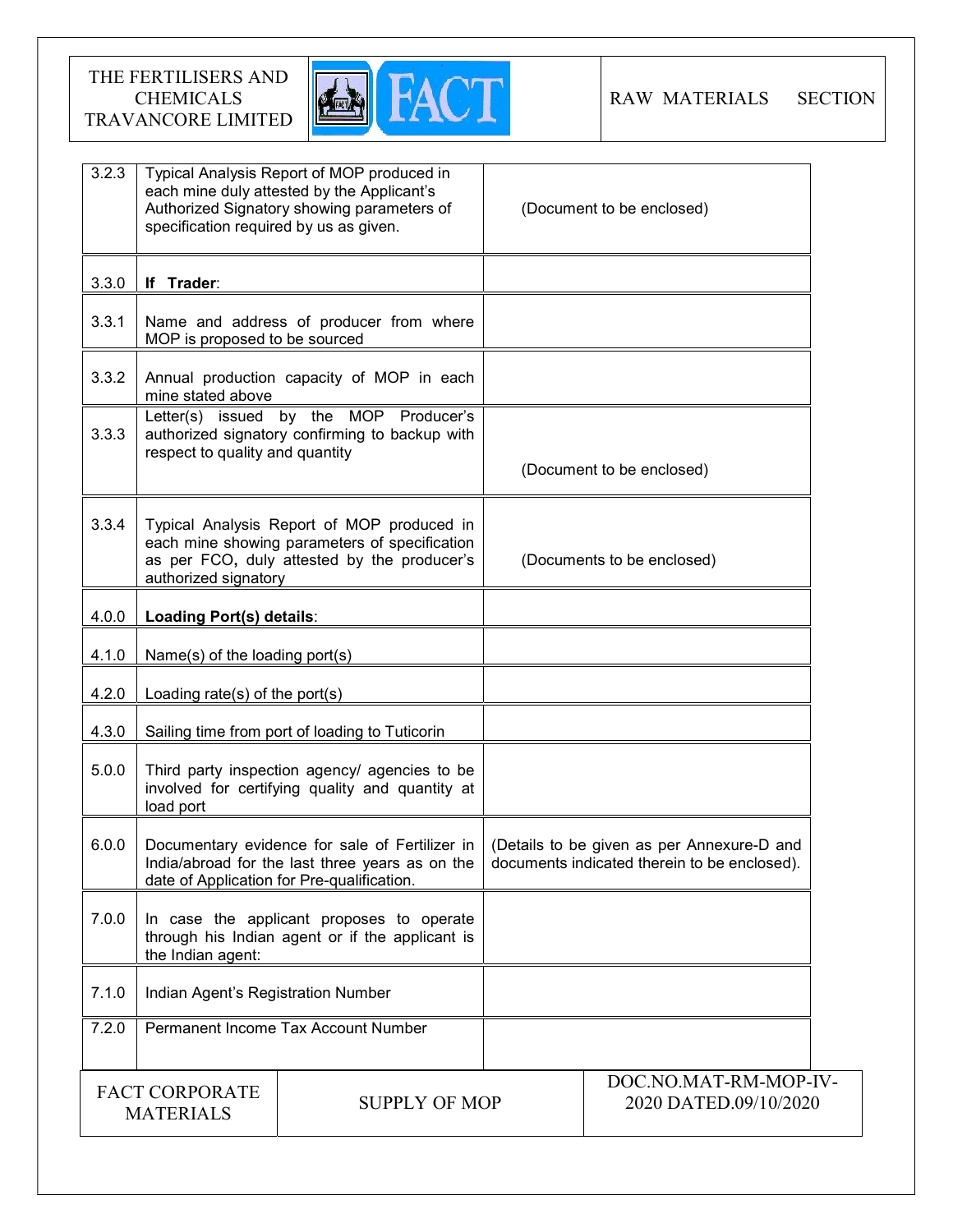| | | |
|---|---|---|
| 3.2.3 | Typical Analysis Report of MOP produced in each mine duly attested by the Applicant's Authorized Signatory showing parameters of specification required by us as given. | (Document to be enclosed) |
| 3.3.0 | **If Trader**: | |
| 3.3.1 | Name and address of producer from where MOP is proposed to be sourced | |
| 3.3.2 | Annual production capacity of MOP in each mine stated above | |
| 3.3.3 | Letter(s) issued by the MOP Producer's authorized signatory confirming to backup with respect to quality and quantity | (Document to be enclosed) |
| 3.3.4 | Typical Analysis Report of MOP produced in each mine showing parameters of specification as per FCO**,** duly attested by the producer's authorized signatory | (Documents to be enclosed) |
| 4.0.0 | **Loading Port(s) details**: | |
| 4.1.0 | Name(s) of the loading port(s) | |
| 4.2.0 | Loading rate(s) of the port(s) | |
| 4.3.0 | Sailing time from port of loading to Tuticorin | |
| 5.0.0 | Third party inspection agency/ agencies to be involved for certifying quality and quantity at load port | |
| 6.0.0 | Documentary evidence for sale of Fertilizer in India/abroad for the last three years as on the date of Application for Pre-qualification. | (Details to be given as per Annexure-D and documents indicated therein to be enclosed). |
| 7.0.0 | In case the applicant proposes to operate through his Indian agent or if the applicant is the Indian agent: | |
| 7.1.0 | Indian Agent's Registration Number | |
| 7.2.0 | Permanent Income Tax Account Number | |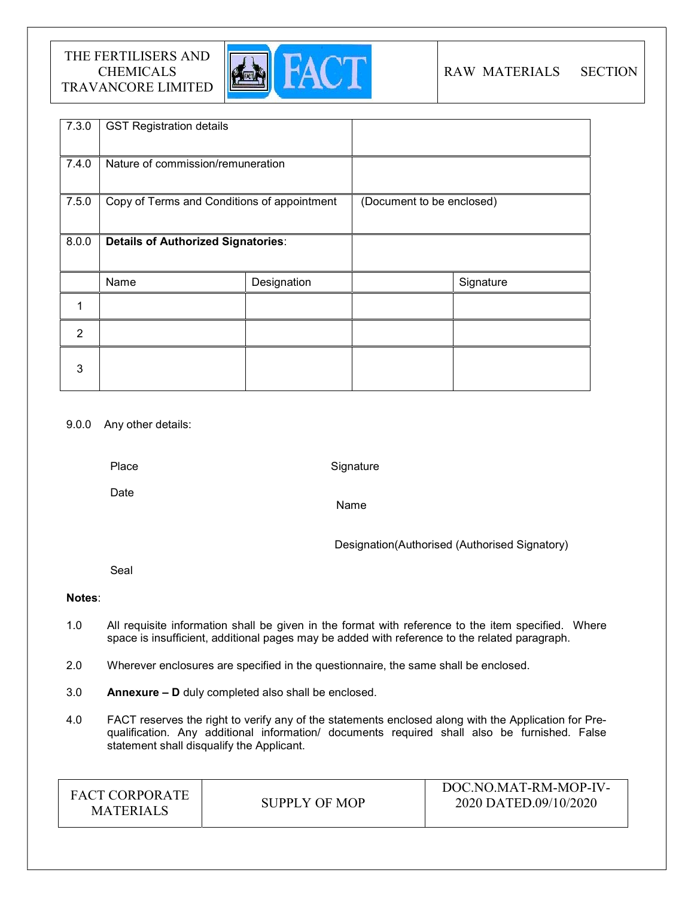| | | |
|---|---|---|
| 7.3.0 | GST Registration details | |
| 7.4.0 | Nature of commission/remuneration | |
| 7.5.0 | Copy of Terms and Conditions of appointment | (Document to be enclosed) |
| 8.0.0 | **Details of Authorized Signatories**: | |

| | Name | Designation | | Signature |
|---|---|---|---|---|
| 1 | | | | |
| 2 | | | | |
| 3 | | | | |

9.0.0 Any other details:

Place

Date

Seal

Signature

Name

Designation(Authorised (Authorised Signatory)

**Notes**:

1.0 All requisite information shall be given in the format with reference to the item specified. Where space is insufficient, additional pages may be added with reference to the related paragraph.

2.0 Wherever enclosures are specified in the questionnaire, the same shall be enclosed.

3.0 **Annexure – D** duly completed also shall be enclosed.

4.0 FACT reserves the right to verify any of the statements enclosed along with the Application for Pre-qualification. Any additional information/ documents required shall also be furnished. False statement shall disqualify the Applicant.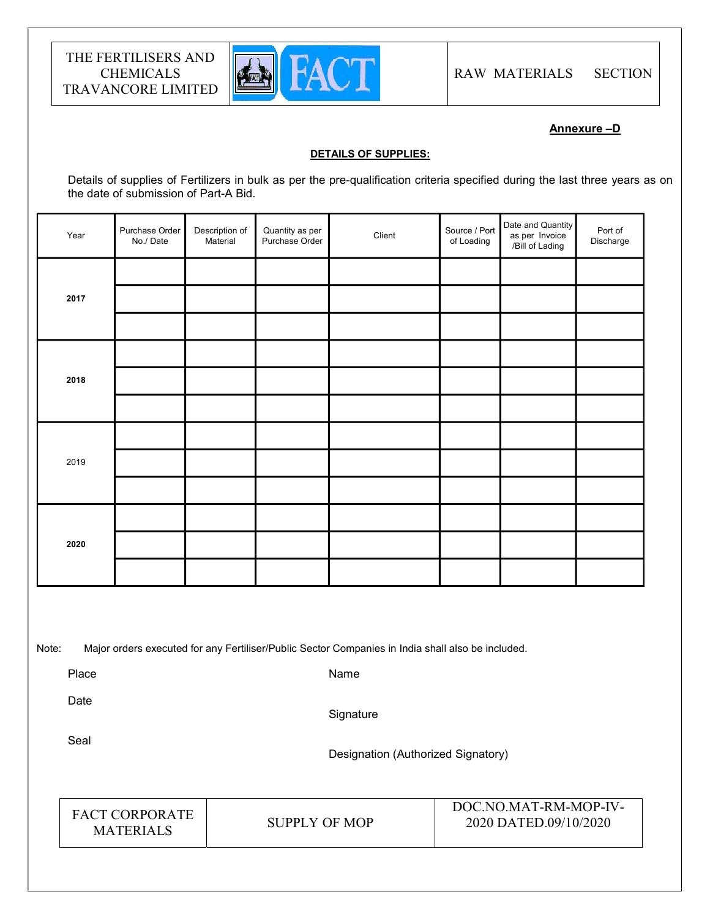**Annexure –D**

**DETAILS OF SUPPLIES:**

Details of supplies of Fertilizers in bulk as per the pre-qualification criteria specified during the last three years as on the date of submission of Part-A Bid.

| Year | Purchase Order No./ Date | Description of Material | Quantity as per Purchase Order | Client | Source / Port of Loading | Date and Quantity as per Invoice /Bill of Lading | Port of Discharge |
|---|---|---|---|---|---|---|---|
| **2017** | | | | | | | |
| | | | | | | | |
| | | | | | | | |
| **2018** | | | | | | | |
| | | | | | | | |
| | | | | | | | |
| 2019 | | | | | | | |
| | | | | | | | |
| | | | | | | | |
| **2020** | | | | | | | |
| | | | | | | | |
| | | | | | | | |

Note: Major orders executed for any Fertiliser/Public Sector Companies in India shall also be included.

Place

Date

Seal

Name

Signature

Designation (Authorized Signatory)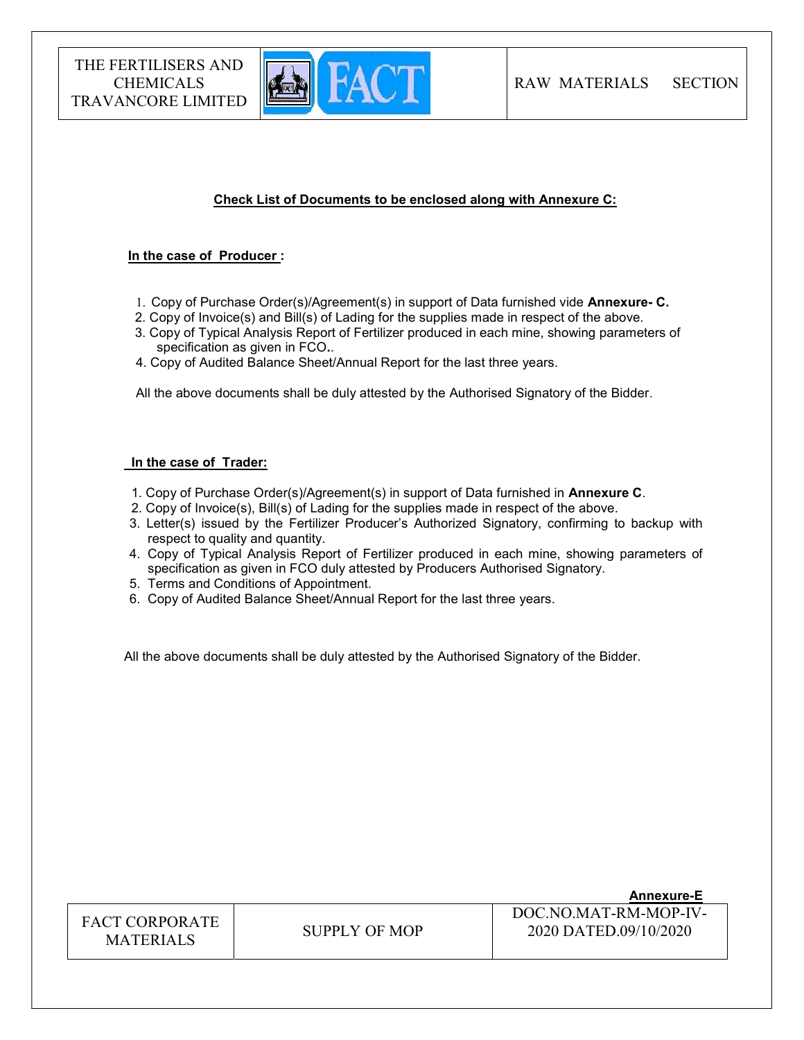## Check List of Documents to be enclosed along with Annexure C:

**In the case of Producer :**

1. Copy of Purchase Order(s)/Agreement(s) in support of Data furnished vide **Annexure- C.**
2. Copy of Invoice(s) and Bill(s) of Lading for the supplies made in respect of the above.
3. Copy of Typical Analysis Report of Fertilizer produced in each mine, showing parameters of specification as given in FCO..
4. Copy of Audited Balance Sheet/Annual Report for the last three years.

All the above documents shall be duly attested by the Authorised Signatory of the Bidder.

**In the case of Trader:**

1. Copy of Purchase Order(s)/Agreement(s) in support of Data furnished in **Annexure C**.
2. Copy of Invoice(s), Bill(s) of Lading for the supplies made in respect of the above.
3. Letter(s) issued by the Fertilizer Producer's Authorized Signatory, confirming to backup with respect to quality and quantity.
4. Copy of Typical Analysis Report of Fertilizer produced in each mine, showing parameters of specification as given in FCO duly attested by Producers Authorised Signatory.
5. Terms and Conditions of Appointment.
6. Copy of Audited Balance Sheet/Annual Report for the last three years.

All the above documents shall be duly attested by the Authorised Signatory of the Bidder.

**Annexure-E**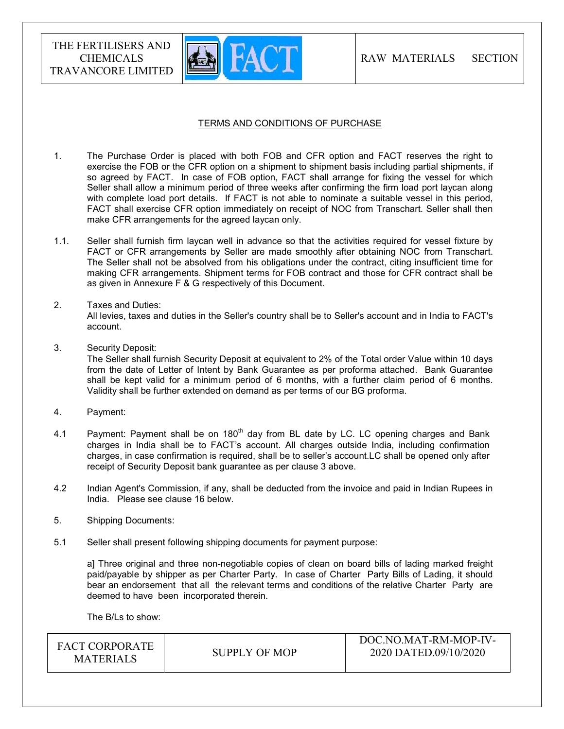## TERMS AND CONDITIONS OF PURCHASE

1. The Purchase Order is placed with both FOB and CFR option and FACT reserves the right to exercise the FOB or the CFR option on a shipment to shipment basis including partial shipments, if so agreed by FACT. In case of FOB option, FACT shall arrange for fixing the vessel for which Seller shall allow a minimum period of three weeks after confirming the firm load port laycan along with complete load port details. If FACT is not able to nominate a suitable vessel in this period, FACT shall exercise CFR option immediately on receipt of NOC from Transchart. Seller shall then make CFR arrangements for the agreed laycan only.

1.1. Seller shall furnish firm laycan well in advance so that the activities required for vessel fixture by FACT or CFR arrangements by Seller are made smoothly after obtaining NOC from Transchart. The Seller shall not be absolved from his obligations under the contract, citing insufficient time for making CFR arrangements. Shipment terms for FOB contract and those for CFR contract shall be as given in Annexure F & G respectively of this Document.

2. Taxes and Duties:
All levies, taxes and duties in the Seller's country shall be to Seller's account and in India to FACT's account.

3. Security Deposit:
The Seller shall furnish Security Deposit at equivalent to 2% of the Total order Value within 10 days from the date of Letter of Intent by Bank Guarantee as per proforma attached. Bank Guarantee shall be kept valid for a minimum period of 6 months, with a further claim period of 6 months. Validity shall be further extended on demand as per terms of our BG proforma.

4. Payment:

4.1 Payment: Payment shall be on 180th day from BL date by LC. LC opening charges and Bank charges in India shall be to FACT's account. All charges outside India, including confirmation charges, in case confirmation is required, shall be to seller's account.LC shall be opened only after receipt of Security Deposit bank guarantee as per clause 3 above.

4.2 Indian Agent's Commission, if any, shall be deducted from the invoice and paid in Indian Rupees in India. Please see clause 16 below.

5. Shipping Documents:

5.1 Seller shall present following shipping documents for payment purpose:

a] Three original and three non-negotiable copies of clean on board bills of lading marked freight paid/payable by shipper as per Charter Party. In case of Charter Party Bills of Lading, it should bear an endorsement that all the relevant terms and conditions of the relative Charter Party are deemed to have been incorporated therein.

The B/Ls to show: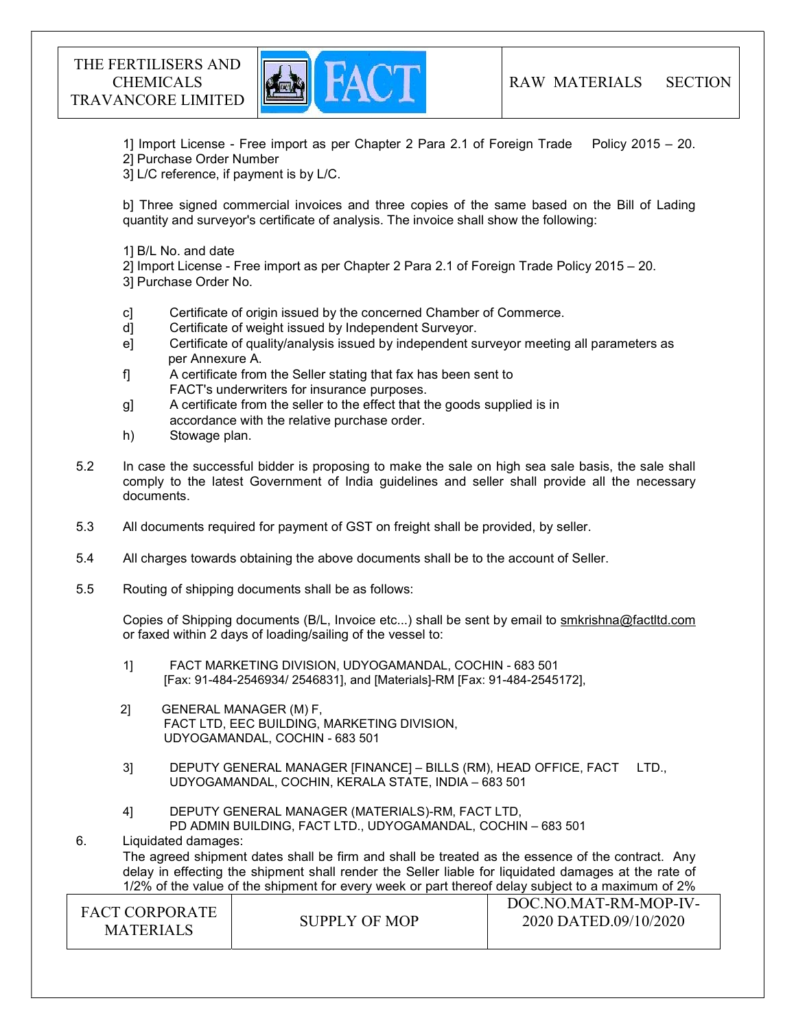1] Import License - Free import as per Chapter 2 Para 2.1 of Foreign Trade Policy 2015 – 20.
2] Purchase Order Number
3] L/C reference, if payment is by L/C.

b] Three signed commercial invoices and three copies of the same based on the Bill of Lading quantity and surveyor's certificate of analysis. The invoice shall show the following:

1] B/L No. and date
2] Import License - Free import as per Chapter 2 Para 2.1 of Foreign Trade Policy 2015 – 20.
3] Purchase Order No.

c] Certificate of origin issued by the concerned Chamber of Commerce.
d] Certificate of weight issued by Independent Surveyor.
e] Certificate of quality/analysis issued by independent surveyor meeting all parameters as per Annexure A.
f] A certificate from the Seller stating that fax has been sent to FACT's underwriters for insurance purposes.
g] A certificate from the seller to the effect that the goods supplied is in accordance with the relative purchase order.
h) Stowage plan.

5.2 In case the successful bidder is proposing to make the sale on high sea sale basis, the sale shall comply to the latest Government of India guidelines and seller shall provide all the necessary documents.

5.3 All documents required for payment of GST on freight shall be provided, by seller.

5.4 All charges towards obtaining the above documents shall be to the account of Seller.

5.5 Routing of shipping documents shall be as follows:

Copies of Shipping documents (B/L, Invoice etc...) shall be sent by email to smkrishna@factltd.com or faxed within 2 days of loading/sailing of the vessel to:

1] FACT MARKETING DIVISION, UDYOGAMANDAL, COCHIN - 683 501 [Fax: 91-484-2546934/ 2546831], and [Materials]-RM [Fax: 91-484-2545172],

2] GENERAL MANAGER (M) F, FACT LTD, EEC BUILDING, MARKETING DIVISION, UDYOGAMANDAL, COCHIN - 683 501

3] DEPUTY GENERAL MANAGER [FINANCE] – BILLS (RM), HEAD OFFICE, FACT LTD., UDYOGAMANDAL, COCHIN, KERALA STATE, INDIA – 683 501

4] DEPUTY GENERAL MANAGER (MATERIALS)-RM, FACT LTD, PD ADMIN BUILDING, FACT LTD., UDYOGAMANDAL, COCHIN – 683 501

6. Liquidated damages:
The agreed shipment dates shall be firm and shall be treated as the essence of the contract. Any delay in effecting the shipment shall render the Seller liable for liquidated damages at the rate of 1/2% of the value of the shipment for every week or part thereof delay subject to a maximum of 2%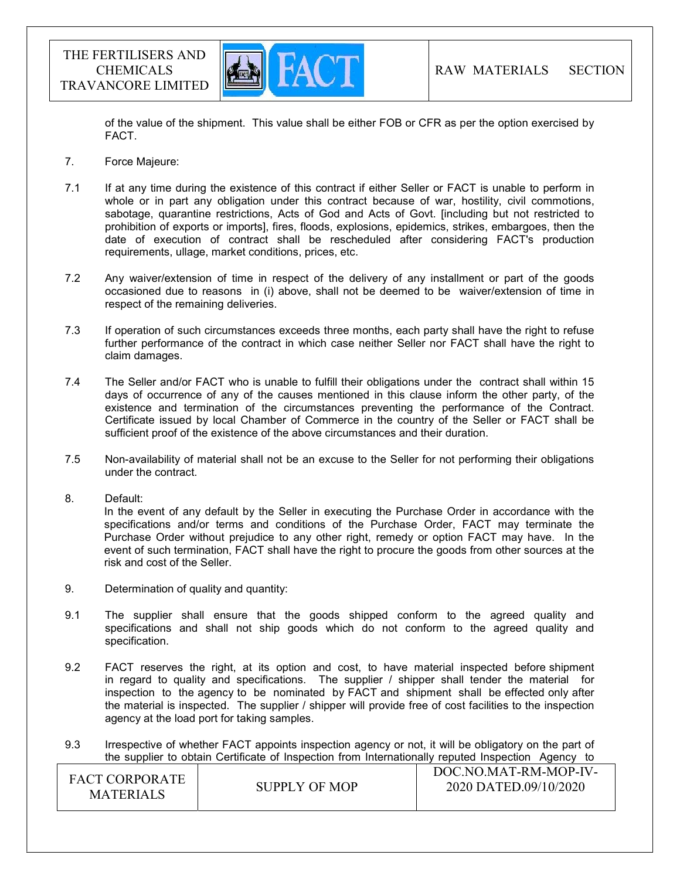of the value of the shipment. This value shall be either FOB or CFR as per the option exercised by FACT.

7. Force Majeure:

7.1 If at any time during the existence of this contract if either Seller or FACT is unable to perform in whole or in part any obligation under this contract because of war, hostility, civil commotions, sabotage, quarantine restrictions, Acts of God and Acts of Govt. [including but not restricted to prohibition of exports or imports], fires, floods, explosions, epidemics, strikes, embargoes, then the date of execution of contract shall be rescheduled after considering FACT's production requirements, ullage, market conditions, prices, etc.

7.2 Any waiver/extension of time in respect of the delivery of any installment or part of the goods occasioned due to reasons in (i) above, shall not be deemed to be waiver/extension of time in respect of the remaining deliveries.

7.3 If operation of such circumstances exceeds three months, each party shall have the right to refuse further performance of the contract in which case neither Seller nor FACT shall have the right to claim damages.

7.4 The Seller and/or FACT who is unable to fulfill their obligations under the contract shall within 15 days of occurrence of any of the causes mentioned in this clause inform the other party, of the existence and termination of the circumstances preventing the performance of the Contract. Certificate issued by local Chamber of Commerce in the country of the Seller or FACT shall be sufficient proof of the existence of the above circumstances and their duration.

7.5 Non-availability of material shall not be an excuse to the Seller for not performing their obligations under the contract.

8. Default:
In the event of any default by the Seller in executing the Purchase Order in accordance with the specifications and/or terms and conditions of the Purchase Order, FACT may terminate the Purchase Order without prejudice to any other right, remedy or option FACT may have. In the event of such termination, FACT shall have the right to procure the goods from other sources at the risk and cost of the Seller.

9. Determination of quality and quantity:

9.1 The supplier shall ensure that the goods shipped conform to the agreed quality and specifications and shall not ship goods which do not conform to the agreed quality and specification.

9.2 FACT reserves the right, at its option and cost, to have material inspected before shipment in regard to quality and specifications. The supplier / shipper shall tender the material for inspection to the agency to be nominated by FACT and shipment shall be effected only after the material is inspected. The supplier / shipper will provide free of cost facilities to the inspection agency at the load port for taking samples.

9.3 Irrespective of whether FACT appoints inspection agency or not, it will be obligatory on the part of the supplier to obtain Certificate of Inspection from Internationally reputed Inspection Agency to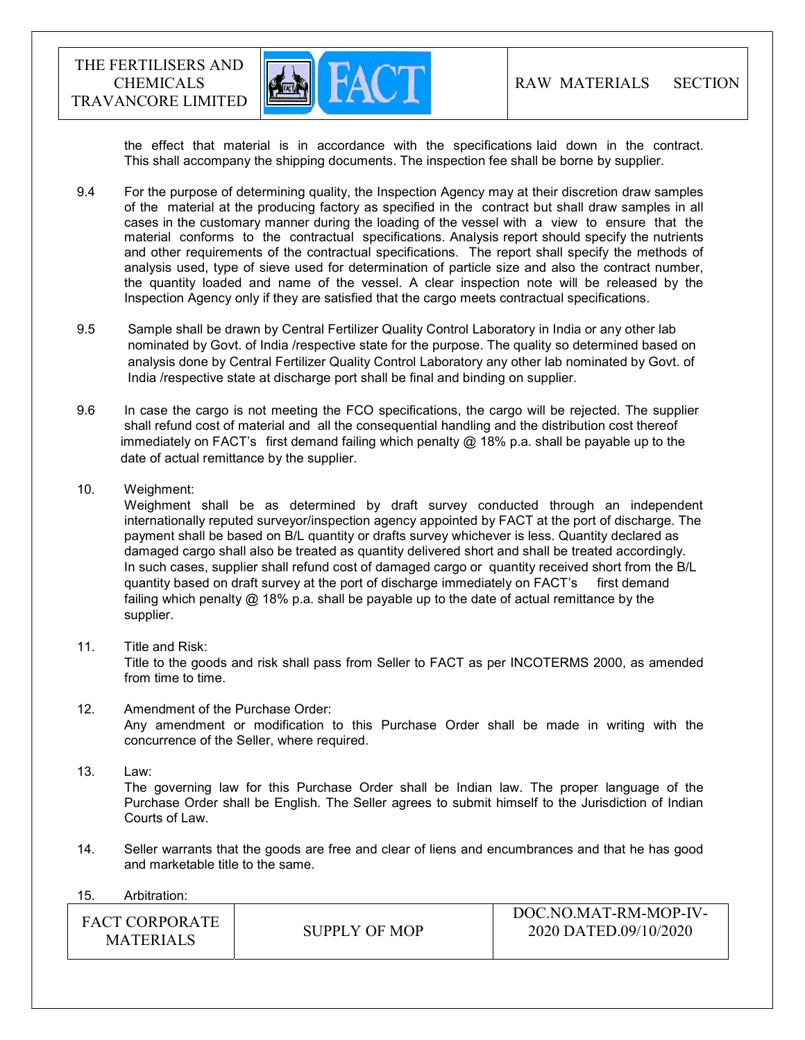the effect that material is in accordance with the specifications laid down in the contract. This shall accompany the shipping documents. The inspection fee shall be borne by supplier.

9.4 For the purpose of determining quality, the Inspection Agency may at their discretion draw samples of the material at the producing factory as specified in the contract but shall draw samples in all cases in the customary manner during the loading of the vessel with a view to ensure that the material conforms to the contractual specifications. Analysis report should specify the nutrients and other requirements of the contractual specifications. The report shall specify the methods of analysis used, type of sieve used for determination of particle size and also the contract number, the quantity loaded and name of the vessel. A clear inspection note will be released by the Inspection Agency only if they are satisfied that the cargo meets contractual specifications.

9.5 Sample shall be drawn by Central Fertilizer Quality Control Laboratory in India or any other lab nominated by Govt. of India /respective state for the purpose. The quality so determined based on analysis done by Central Fertilizer Quality Control Laboratory any other lab nominated by Govt. of India /respective state at discharge port shall be final and binding on supplier.

9.6 In case the cargo is not meeting the FCO specifications, the cargo will be rejected. The supplier shall refund cost of material and all the consequential handling and the distribution cost thereof immediately on FACT's first demand failing which penalty @ 18% p.a. shall be payable up to the date of actual remittance by the supplier.

10. Weighment:
Weighment shall be as determined by draft survey conducted through an independent internationally reputed surveyor/inspection agency appointed by FACT at the port of discharge. The payment shall be based on B/L quantity or drafts survey whichever is less. Quantity declared as damaged cargo shall also be treated as quantity delivered short and shall be treated accordingly. In such cases, supplier shall refund cost of damaged cargo or quantity received short from the B/L quantity based on draft survey at the port of discharge immediately on FACT's first demand failing which penalty @ 18% p.a. shall be payable up to the date of actual remittance by the supplier.

11. Title and Risk:
Title to the goods and risk shall pass from Seller to FACT as per INCOTERMS 2000, as amended from time to time.

12. Amendment of the Purchase Order:
Any amendment or modification to this Purchase Order shall be made in writing with the concurrence of the Seller, where required.

13. Law:
The governing law for this Purchase Order shall be Indian law. The proper language of the Purchase Order shall be English. The Seller agrees to submit himself to the Jurisdiction of Indian Courts of Law.

14. Seller warrants that the goods are free and clear of liens and encumbrances and that he has good and marketable title to the same.

15. Arbitration: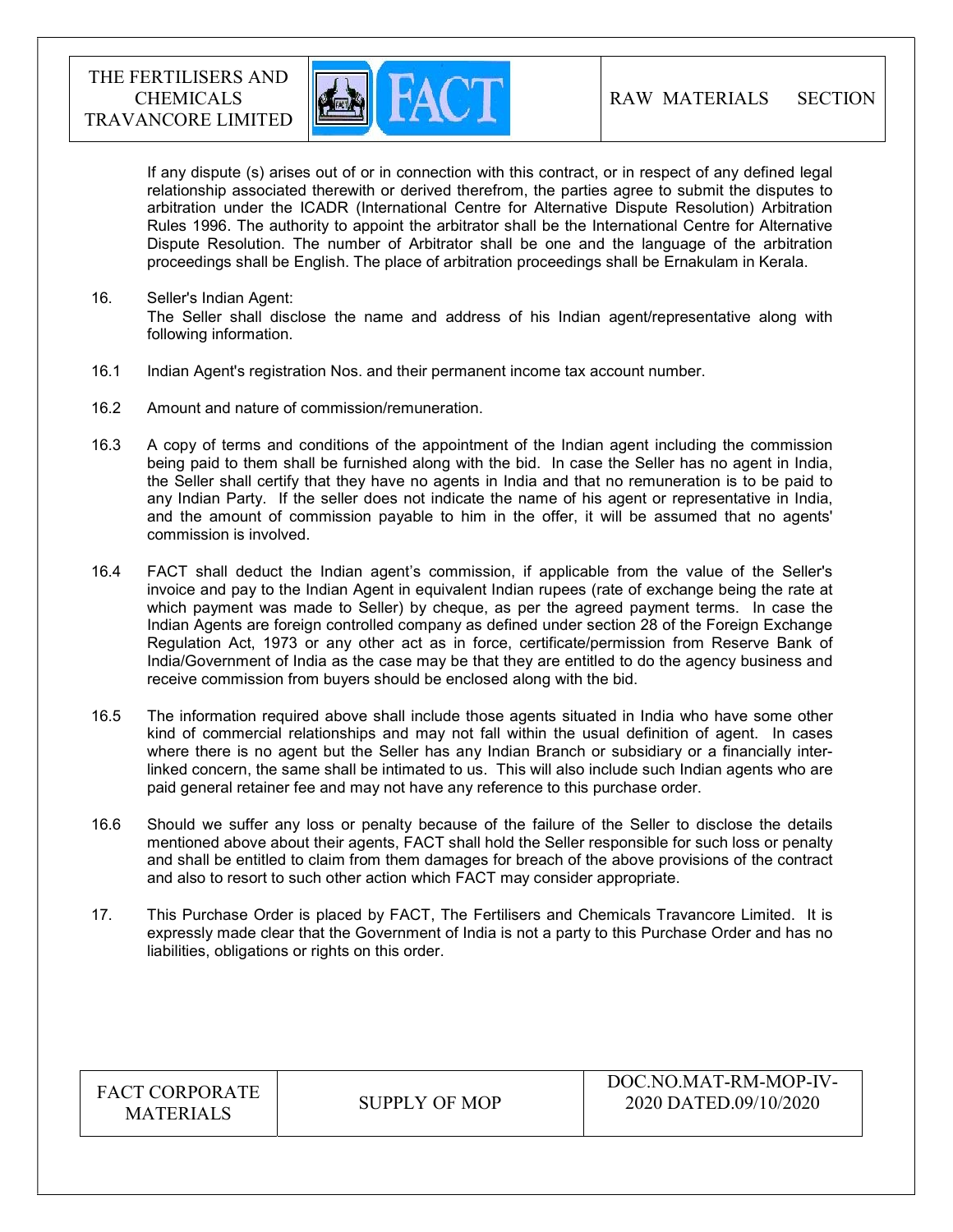If any dispute (s) arises out of or in connection with this contract, or in respect of any defined legal relationship associated therewith or derived therefrom, the parties agree to submit the disputes to arbitration under the ICADR (International Centre for Alternative Dispute Resolution) Arbitration Rules 1996. The authority to appoint the arbitrator shall be the International Centre for Alternative Dispute Resolution. The number of Arbitrator shall be one and the language of the arbitration proceedings shall be English. The place of arbitration proceedings shall be Ernakulam in Kerala.

16. Seller's Indian Agent:
The Seller shall disclose the name and address of his Indian agent/representative along with following information.

16.1 Indian Agent's registration Nos. and their permanent income tax account number.

16.2 Amount and nature of commission/remuneration.

16.3 A copy of terms and conditions of the appointment of the Indian agent including the commission being paid to them shall be furnished along with the bid. In case the Seller has no agent in India, the Seller shall certify that they have no agents in India and that no remuneration is to be paid to any Indian Party. If the seller does not indicate the name of his agent or representative in India, and the amount of commission payable to him in the offer, it will be assumed that no agents' commission is involved.

16.4 FACT shall deduct the Indian agent's commission, if applicable from the value of the Seller's invoice and pay to the Indian Agent in equivalent Indian rupees (rate of exchange being the rate at which payment was made to Seller) by cheque, as per the agreed payment terms. In case the Indian Agents are foreign controlled company as defined under section 28 of the Foreign Exchange Regulation Act, 1973 or any other act as in force, certificate/permission from Reserve Bank of India/Government of India as the case may be that they are entitled to do the agency business and receive commission from buyers should be enclosed along with the bid.

16.5 The information required above shall include those agents situated in India who have some other kind of commercial relationships and may not fall within the usual definition of agent. In cases where there is no agent but the Seller has any Indian Branch or subsidiary or a financially inter-linked concern, the same shall be intimated to us. This will also include such Indian agents who are paid general retainer fee and may not have any reference to this purchase order.

16.6 Should we suffer any loss or penalty because of the failure of the Seller to disclose the details mentioned above about their agents, FACT shall hold the Seller responsible for such loss or penalty and shall be entitled to claim from them damages for breach of the above provisions of the contract and also to resort to such other action which FACT may consider appropriate.

17. This Purchase Order is placed by FACT, The Fertilisers and Chemicals Travancore Limited. It is expressly made clear that the Government of India is not a party to this Purchase Order and has no liabilities, obligations or rights on this order.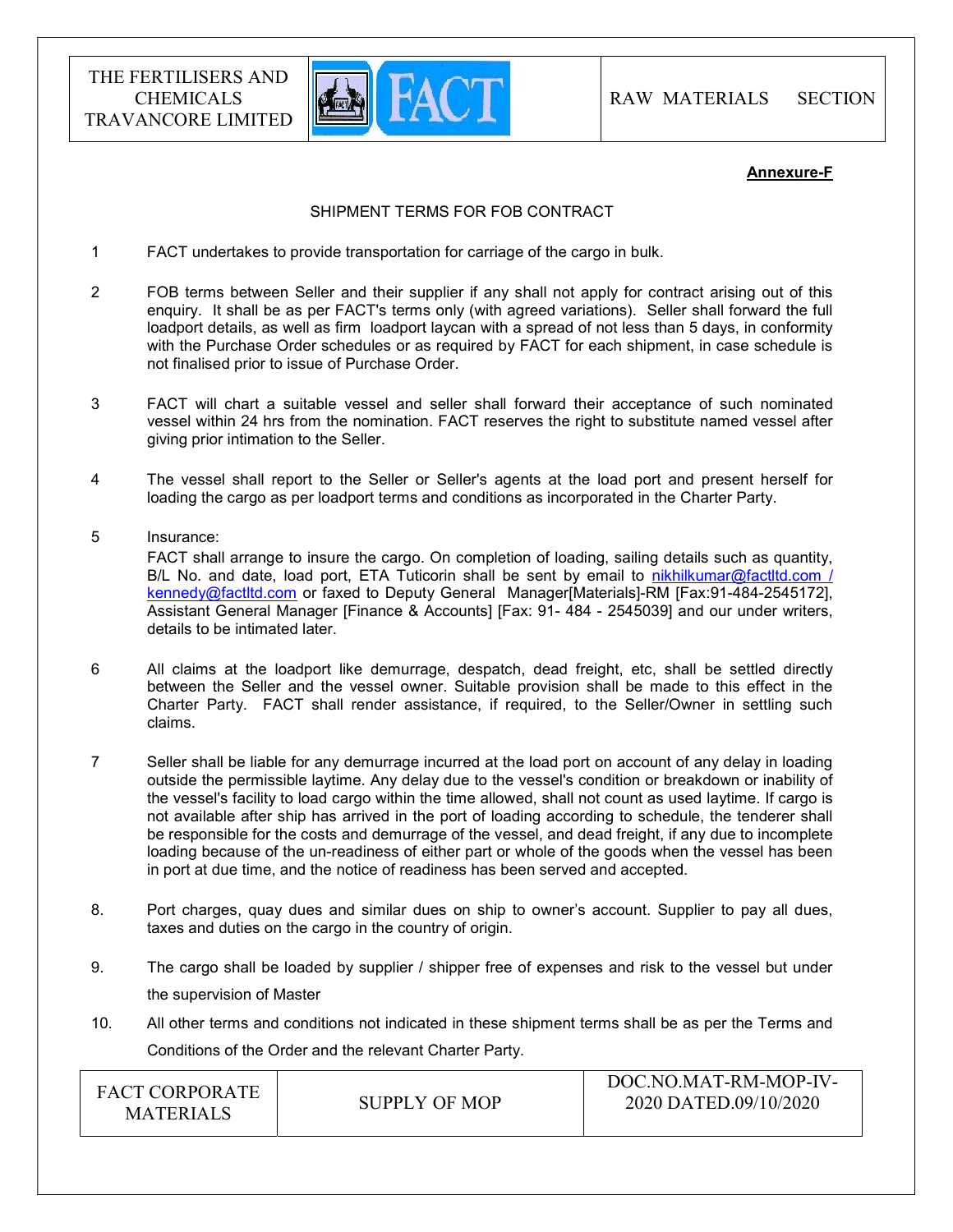**Annexure-F**

SHIPMENT TERMS FOR FOB CONTRACT

1. FACT undertakes to provide transportation for carriage of the cargo in bulk.

2. FOB terms between Seller and their supplier if any shall not apply for contract arising out of this enquiry. It shall be as per FACT's terms only (with agreed variations). Seller shall forward the full loadport details, as well as firm loadport laycan with a spread of not less than 5 days, in conformity with the Purchase Order schedules or as required by FACT for each shipment, in case schedule is not finalised prior to issue of Purchase Order.

3. FACT will chart a suitable vessel and seller shall forward their acceptance of such nominated vessel within 24 hrs from the nomination. FACT reserves the right to substitute named vessel after giving prior intimation to the Seller.

4. The vessel shall report to the Seller or Seller's agents at the load port and present herself for loading the cargo as per loadport terms and conditions as incorporated in the Charter Party.

5. Insurance:
   FACT shall arrange to insure the cargo. On completion of loading, sailing details such as quantity, B/L No. and date, load port, ETA Tuticorin shall be sent by email to nikhilkumar@factltd.com / kennedy@factltd.com or faxed to Deputy General Manager[Materials]-RM [Fax:91-484-2545172], Assistant General Manager [Finance & Accounts] [Fax: 91- 484 - 2545039] and our under writers, details to be intimated later.

6. All claims at the loadport like demurrage, despatch, dead freight, etc, shall be settled directly between the Seller and the vessel owner. Suitable provision shall be made to this effect in the Charter Party. FACT shall render assistance, if required, to the Seller/Owner in settling such claims.

7. Seller shall be liable for any demurrage incurred at the load port on account of any delay in loading outside the permissible laytime. Any delay due to the vessel's condition or breakdown or inability of the vessel's facility to load cargo within the time allowed, shall not count as used laytime. If cargo is not available after ship has arrived in the port of loading according to schedule, the tenderer shall be responsible for the costs and demurrage of the vessel, and dead freight, if any due to incomplete loading because of the un-readiness of either part or whole of the goods when the vessel has been in port at due time, and the notice of readiness has been served and accepted.

8. Port charges, quay dues and similar dues on ship to owner's account. Supplier to pay all dues, taxes and duties on the cargo in the country of origin.

9. The cargo shall be loaded by supplier / shipper free of expenses and risk to the vessel but under the supervision of Master

10. All other terms and conditions not indicated in these shipment terms shall be as per the Terms and Conditions of the Order and the relevant Charter Party.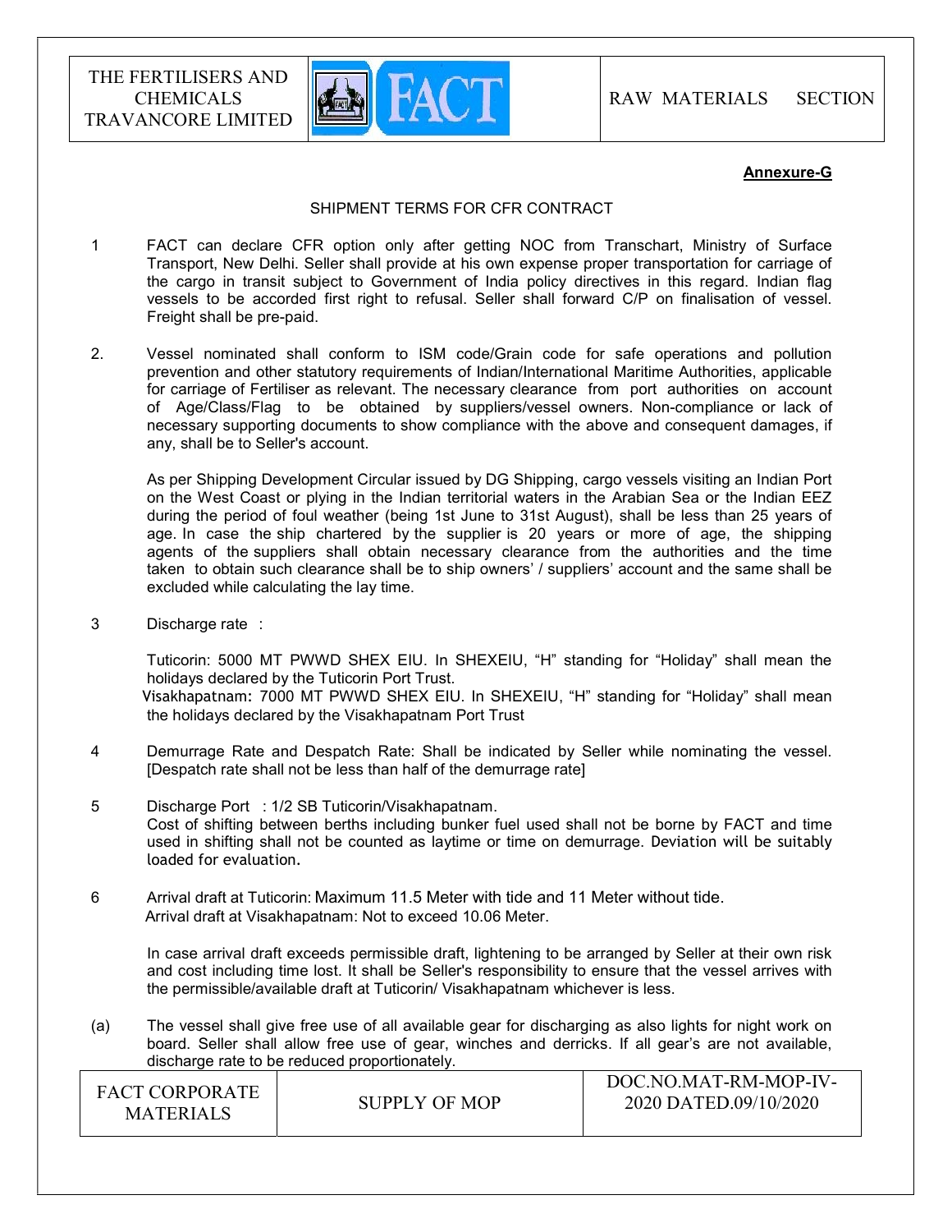**Annexure-G**

SHIPMENT TERMS FOR CFR CONTRACT

1 FACT can declare CFR option only after getting NOC from Transchart, Ministry of Surface Transport, New Delhi. Seller shall provide at his own expense proper transportation for carriage of the cargo in transit subject to Government of India policy directives in this regard. Indian flag vessels to be accorded first right to refusal. Seller shall forward C/P on finalisation of vessel. Freight shall be pre-paid.

2. Vessel nominated shall conform to ISM code/Grain code for safe operations and pollution prevention and other statutory requirements of Indian/International Maritime Authorities, applicable for carriage of Fertiliser as relevant. The necessary clearance from port authorities on account of Age/Class/Flag to be obtained by suppliers/vessel owners. Non-compliance or lack of necessary supporting documents to show compliance with the above and consequent damages, if any, shall be to Seller's account.

   As per Shipping Development Circular issued by DG Shipping, cargo vessels visiting an Indian Port on the West Coast or plying in the Indian territorial waters in the Arabian Sea or the Indian EEZ during the period of foul weather (being 1st June to 31st August), shall be less than 25 years of age. In case the ship chartered by the supplier is 20 years or more of age, the shipping agents of the suppliers shall obtain necessary clearance from the authorities and the time taken to obtain such clearance shall be to ship owners' / suppliers' account and the same shall be excluded while calculating the lay time.

3 Discharge rate :

   Tuticorin: 5000 MT PWWD SHEX EIU. In SHEXEIU, "H" standing for "Holiday" shall mean the holidays declared by the Tuticorin Port Trust.
   Visakhapatnam: 7000 MT PWWD SHEX EIU. In SHEXEIU, "H" standing for "Holiday" shall mean the holidays declared by the Visakhapatnam Port Trust

4 Demurrage Rate and Despatch Rate: Shall be indicated by Seller while nominating the vessel. [Despatch rate shall not be less than half of the demurrage rate]

5 Discharge Port : 1/2 SB Tuticorin/Visakhapatnam.
   Cost of shifting between berths including bunker fuel used shall not be borne by FACT and time used in shifting shall not be counted as laytime or time on demurrage. Deviation will be suitably loaded for evaluation.

6 Arrival draft at Tuticorin: Maximum 11.5 Meter with tide and 11 Meter without tide.
   Arrival draft at Visakhapatnam: Not to exceed 10.06 Meter.

   In case arrival draft exceeds permissible draft, lightening to be arranged by Seller at their own risk and cost including time lost. It shall be Seller's responsibility to ensure that the vessel arrives with the permissible/available draft at Tuticorin/ Visakhapatnam whichever is less.

(a) The vessel shall give free use of all available gear for discharging as also lights for night work on board. Seller shall allow free use of gear, winches and derricks. If all gear's are not available, discharge rate to be reduced proportionately.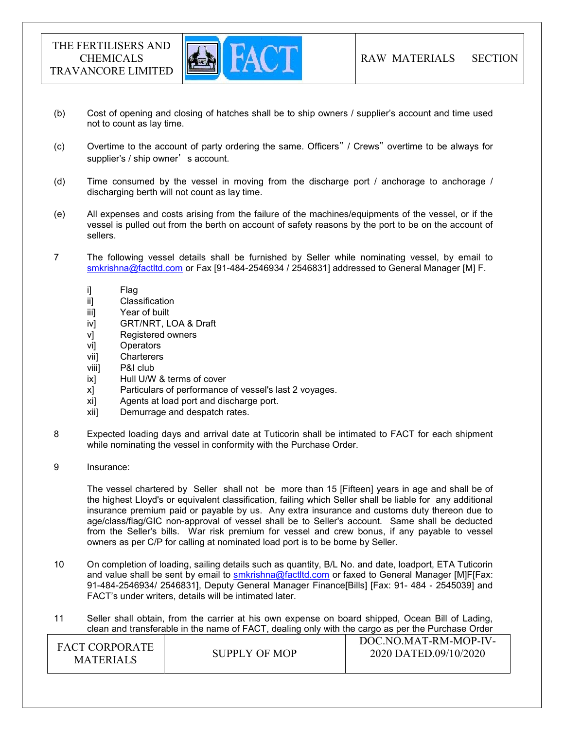(b) Cost of opening and closing of hatches shall be to ship owners / supplier's account and time used not to count as lay time.

(c) Overtime to the account of party ordering the same. Officers" / Crews" overtime to be always for supplier's / ship owner's account.

(d) Time consumed by the vessel in moving from the discharge port / anchorage to anchorage / discharging berth will not count as lay time.

(e) All expenses and costs arising from the failure of the machines/equipments of the vessel, or if the vessel is pulled out from the berth on account of safety reasons by the port to be on the account of sellers.

7 The following vessel details shall be furnished by Seller while nominating vessel, by email to smkrishna@factltd.com or Fax [91-484-2546934 / 2546831] addressed to General Manager [M] F.

i] Flag
ii] Classification
iii] Year of built
iv] GRT/NRT, LOA & Draft
v] Registered owners
vi] Operators
vii] Charterers
viii] P&I club
ix] Hull U/W & terms of cover
x] Particulars of performance of vessel's last 2 voyages.
xi] Agents at load port and discharge port.
xii] Demurrage and despatch rates.

8 Expected loading days and arrival date at Tuticorin shall be intimated to FACT for each shipment while nominating the vessel in conformity with the Purchase Order.

9 Insurance:

The vessel chartered by Seller shall not be more than 15 [Fifteen] years in age and shall be of the highest Lloyd's or equivalent classification, failing which Seller shall be liable for any additional insurance premium paid or payable by us. Any extra insurance and customs duty thereon due to age/class/flag/GIC non-approval of vessel shall be to Seller's account. Same shall be deducted from the Seller's bills. War risk premium for vessel and crew bonus, if any payable to vessel owners as per C/P for calling at nominated load port is to be borne by Seller.

10 On completion of loading, sailing details such as quantity, B/L No. and date, loadport, ETA Tuticorin and value shall be sent by email to smkrishna@factltd.com or faxed to General Manager [M]F[Fax: 91-484-2546934/ 2546831], Deputy General Manager Finance[Bills] [Fax: 91- 484 - 2545039] and FACT's under writers, details will be intimated later.

11 Seller shall obtain, from the carrier at his own expense on board shipped, Ocean Bill of Lading, clean and transferable in the name of FACT, dealing only with the cargo as per the Purchase Order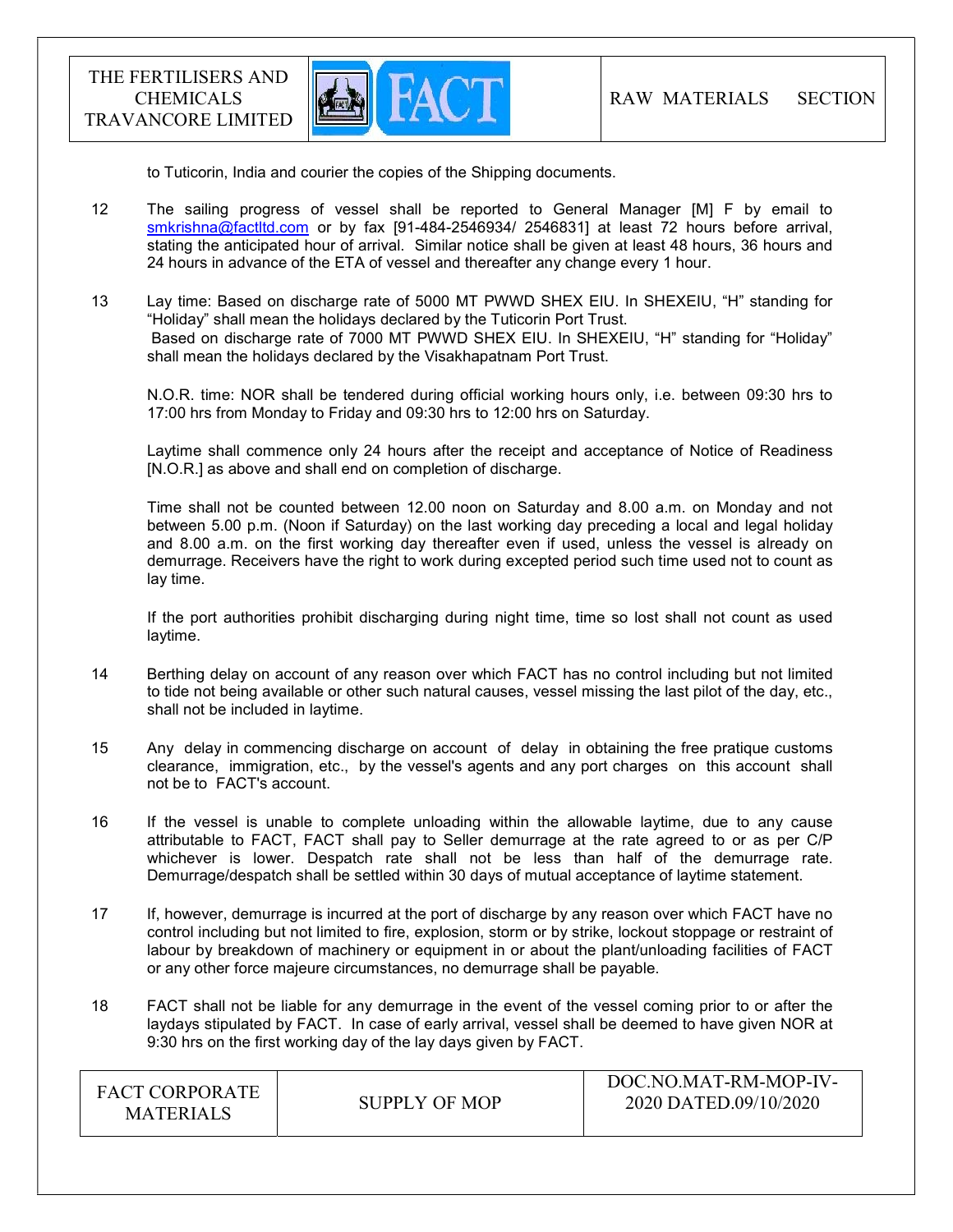to Tuticorin, India and courier the copies of the Shipping documents.

12 The sailing progress of vessel shall be reported to General Manager [M] F by email to smkrishna@factltd.com or by fax [91-484-2546934/ 2546831] at least 72 hours before arrival, stating the anticipated hour of arrival. Similar notice shall be given at least 48 hours, 36 hours and 24 hours in advance of the ETA of vessel and thereafter any change every 1 hour.

13 Lay time: Based on discharge rate of 5000 MT PWWD SHEX EIU. In SHEXEIU, "H" standing for "Holiday" shall mean the holidays declared by the Tuticorin Port Trust.
Based on discharge rate of 7000 MT PWWD SHEX EIU. In SHEXEIU, "H" standing for "Holiday" shall mean the holidays declared by the Visakhapatnam Port Trust.

N.O.R. time: NOR shall be tendered during official working hours only, i.e. between 09:30 hrs to 17:00 hrs from Monday to Friday and 09:30 hrs to 12:00 hrs on Saturday.

Laytime shall commence only 24 hours after the receipt and acceptance of Notice of Readiness [N.O.R.] as above and shall end on completion of discharge.

Time shall not be counted between 12.00 noon on Saturday and 8.00 a.m. on Monday and not between 5.00 p.m. (Noon if Saturday) on the last working day preceding a local and legal holiday and 8.00 a.m. on the first working day thereafter even if used, unless the vessel is already on demurrage. Receivers have the right to work during excepted period such time used not to count as lay time.

If the port authorities prohibit discharging during night time, time so lost shall not count as used laytime.

14 Berthing delay on account of any reason over which FACT has no control including but not limited to tide not being available or other such natural causes, vessel missing the last pilot of the day, etc., shall not be included in laytime.

15 Any delay in commencing discharge on account of delay in obtaining the free pratique customs clearance, immigration, etc., by the vessel's agents and any port charges on this account shall not be to FACT's account.

16 If the vessel is unable to complete unloading within the allowable laytime, due to any cause attributable to FACT, FACT shall pay to Seller demurrage at the rate agreed to or as per C/P whichever is lower. Despatch rate shall not be less than half of the demurrage rate. Demurrage/despatch shall be settled within 30 days of mutual acceptance of laytime statement.

17 If, however, demurrage is incurred at the port of discharge by any reason over which FACT have no control including but not limited to fire, explosion, storm or by strike, lockout stoppage or restraint of labour by breakdown of machinery or equipment in or about the plant/unloading facilities of FACT or any other force majeure circumstances, no demurrage shall be payable.

18 FACT shall not be liable for any demurrage in the event of the vessel coming prior to or after the laydays stipulated by FACT. In case of early arrival, vessel shall be deemed to have given NOR at 9:30 hrs on the first working day of the lay days given by FACT.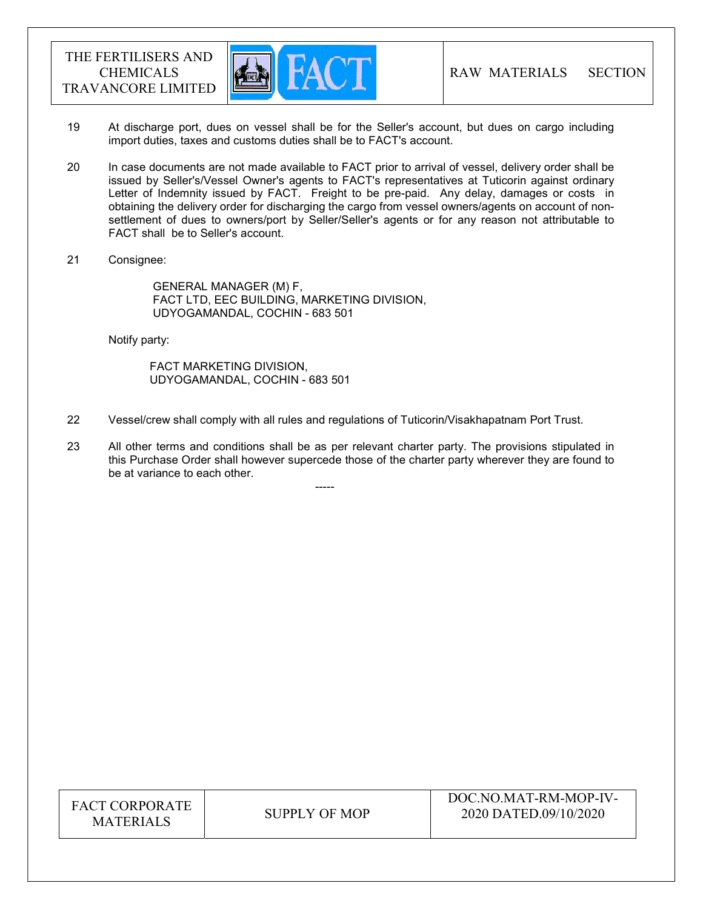19 At discharge port, dues on vessel shall be for the Seller's account, but dues on cargo including import duties, taxes and customs duties shall be to FACT's account.

20 In case documents are not made available to FACT prior to arrival of vessel, delivery order shall be issued by Seller's/Vessel Owner's agents to FACT's representatives at Tuticorin against ordinary Letter of Indemnity issued by FACT. Freight to be pre-paid. Any delay, damages or costs in obtaining the delivery order for discharging the cargo from vessel owners/agents on account of non-settlement of dues to owners/port by Seller/Seller's agents or for any reason not attributable to FACT shall be to Seller's account.

21 Consignee:

GENERAL MANAGER (M) F,
FACT LTD, EEC BUILDING, MARKETING DIVISION,
UDYOGAMANDAL, COCHIN - 683 501

Notify party:

FACT MARKETING DIVISION,
UDYOGAMANDAL, COCHIN - 683 501

22 Vessel/crew shall comply with all rules and regulations of Tuticorin/Visakhapatnam Port Trust.

23 All other terms and conditions shall be as per relevant charter party. The provisions stipulated in this Purchase Order shall however supercede those of the charter party wherever they are found to be at variance to each other.

-----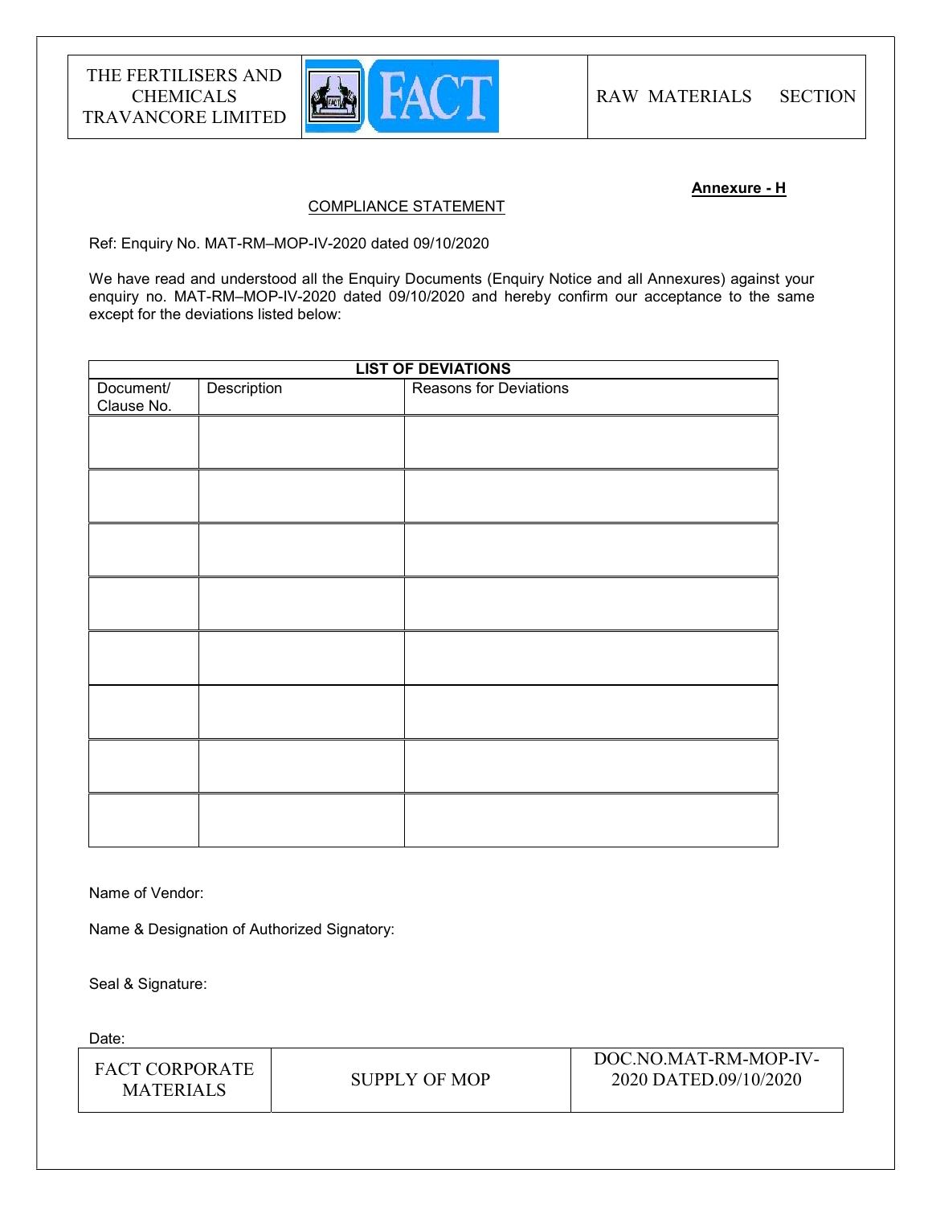**Annexure - H**

COMPLIANCE STATEMENT

Ref: Enquiry No. MAT-RM–MOP-IV-2020 dated 09/10/2020

We have read and understood all the Enquiry Documents (Enquiry Notice and all Annexures) against your enquiry no. MAT-RM–MOP-IV-2020 dated 09/10/2020 and hereby confirm our acceptance to the same except for the deviations listed below:

| LIST OF DEVIATIONS | | |
|---|---|---|
| Document/ Clause No. | Description | Reasons for Deviations |
| | | |
| | | |
| | | |
| | | |
| | | |
| | | |
| | | |
| | | |

Name of Vendor:

Name & Designation of Authorized Signatory:

Seal & Signature:

Date: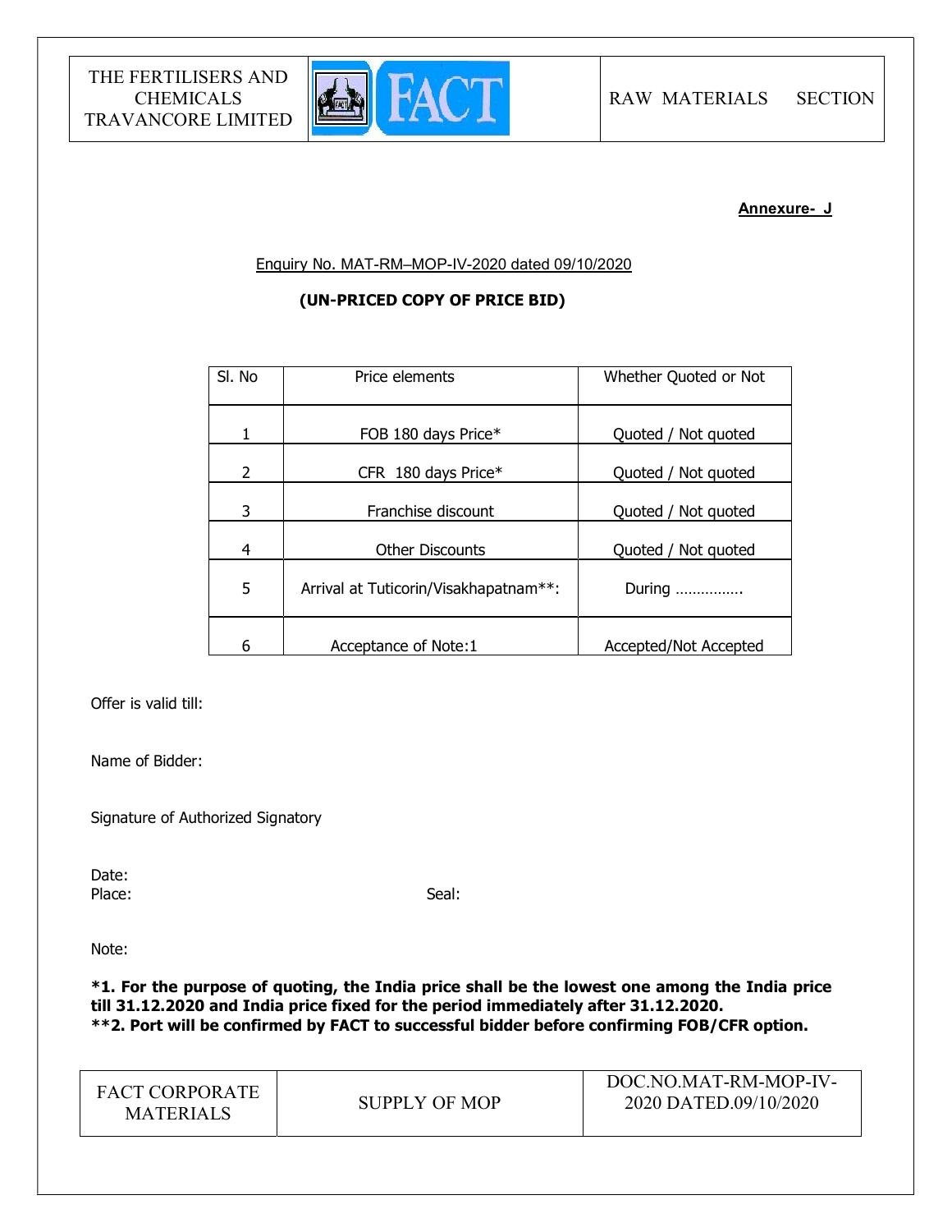**Annexure- J**

Enquiry No. MAT-RM–MOP-IV-2020 dated 09/10/2020

**(UN-PRICED COPY OF PRICE BID)**

| Sl. No | Price elements | Whether Quoted or Not |
|---|---|---|
| 1 | FOB 180 days Price* | Quoted / Not quoted |
| 2 | CFR 180 days Price* | Quoted / Not quoted |
| 3 | Franchise discount | Quoted / Not quoted |
| 4 | Other Discounts | Quoted / Not quoted |
| 5 | Arrival at Tuticorin/Visakhapatnam**: | During ……………. |
| 6 | Acceptance of Note:1 | Accepted/Not Accepted |

Offer is valid till:

Name of Bidder:

Signature of Authorized Signatory

Date:

Place: Seal:

Note:

***1. For the purpose of quoting, the India price shall be the lowest one among the India price till 31.12.2020 and India price fixed for the period immediately after 31.12.2020.**

****2. Port will be confirmed by FACT to successful bidder before confirming FOB/CFR option.**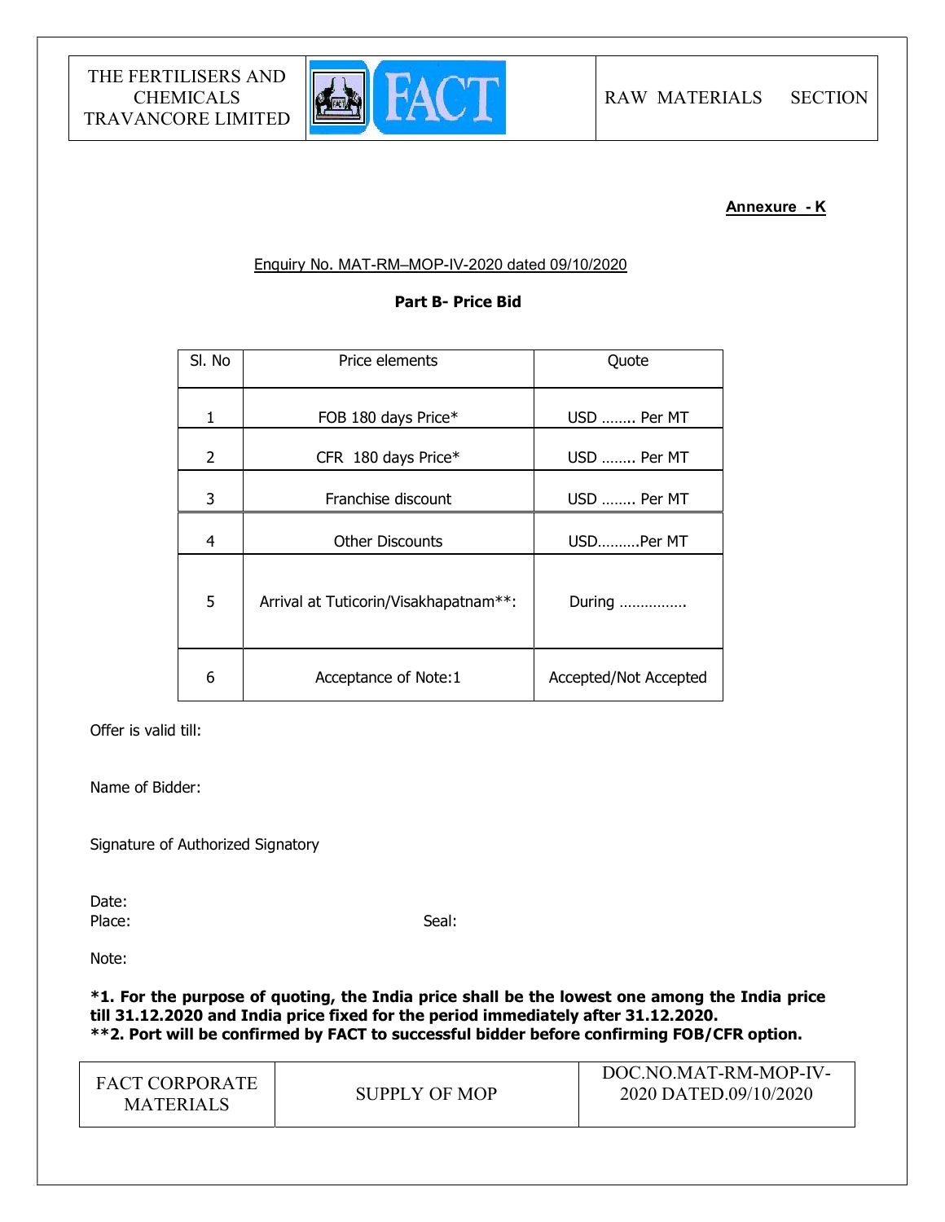**Annexure - K**

Enquiry No. MAT-RM–MOP-IV-2020 dated 09/10/2020

**Part B- Price Bid**

| Sl. No | Price elements | Quote |
|---|---|---|
| 1 | FOB 180 days Price* | USD …….. Per MT |
| 2 | CFR 180 days Price* | USD …….. Per MT |
| 3 | Franchise discount | USD …….. Per MT |
| 4 | Other Discounts | USD……….Per MT |
| 5 | Arrival at Tuticorin/Visakhapatnam**: | During ……………. |
| 6 | Acceptance of Note:1 | Accepted/Not Accepted |

Offer is valid till:

Name of Bidder:

Signature of Authorized Signatory

Date:

Place:

Seal:

Note:

**\*1. For the purpose of quoting, the India price shall be the lowest one among the India price till 31.12.2020 and India price fixed for the period immediately after 31.12.2020.**

**\*\*2. Port will be confirmed by FACT to successful bidder before confirming FOB/CFR option.**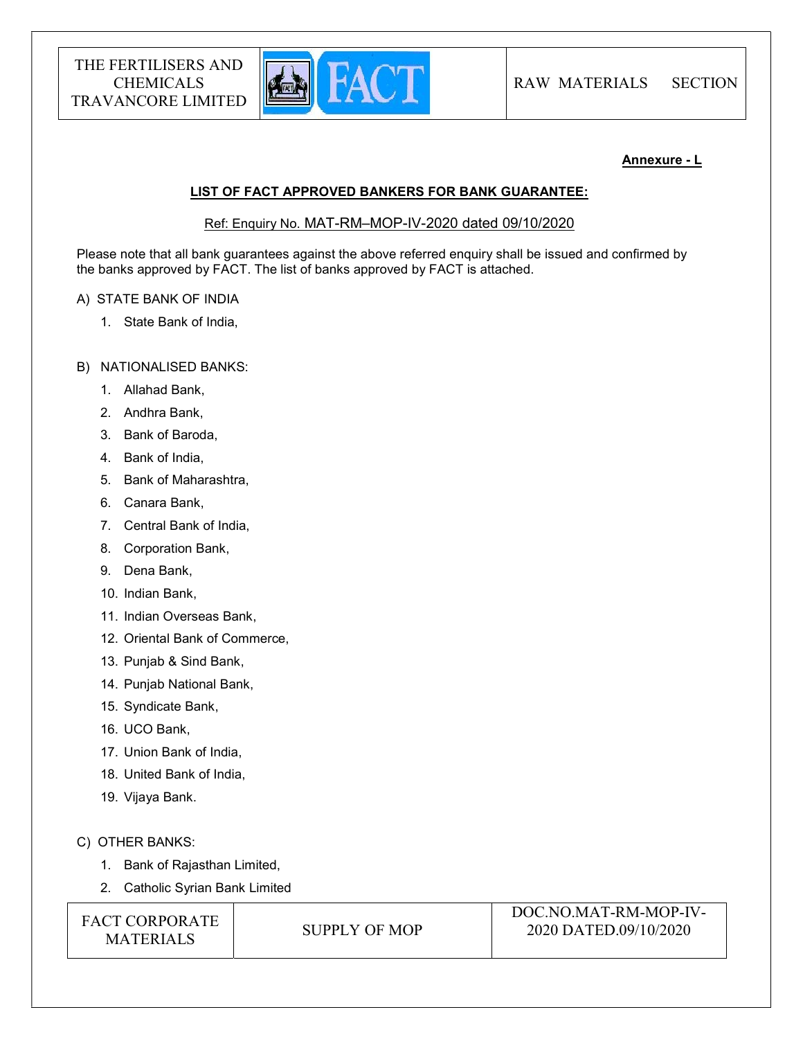**Annexure - L**

**LIST OF FACT APPROVED BANKERS FOR BANK GUARANTEE:**

Ref: Enquiry No. MAT-RM–MOP-IV-2020 dated 09/10/2020

Please note that all bank guarantees against the above referred enquiry shall be issued and confirmed by the banks approved by FACT. The list of banks approved by FACT is attached.

A) STATE BANK OF INDIA

1. State Bank of India,

B) NATIONALISED BANKS:

1. Allahad Bank,
2. Andhra Bank,
3. Bank of Baroda,
4. Bank of India,
5. Bank of Maharashtra,
6. Canara Bank,
7. Central Bank of India,
8. Corporation Bank,
9. Dena Bank,
10. Indian Bank,
11. Indian Overseas Bank,
12. Oriental Bank of Commerce,
13. Punjab & Sind Bank,
14. Punjab National Bank,
15. Syndicate Bank,
16. UCO Bank,
17. Union Bank of India,
18. United Bank of India,
19. Vijaya Bank.

C) OTHER BANKS:

1. Bank of Rajasthan Limited,
2. Catholic Syrian Bank Limited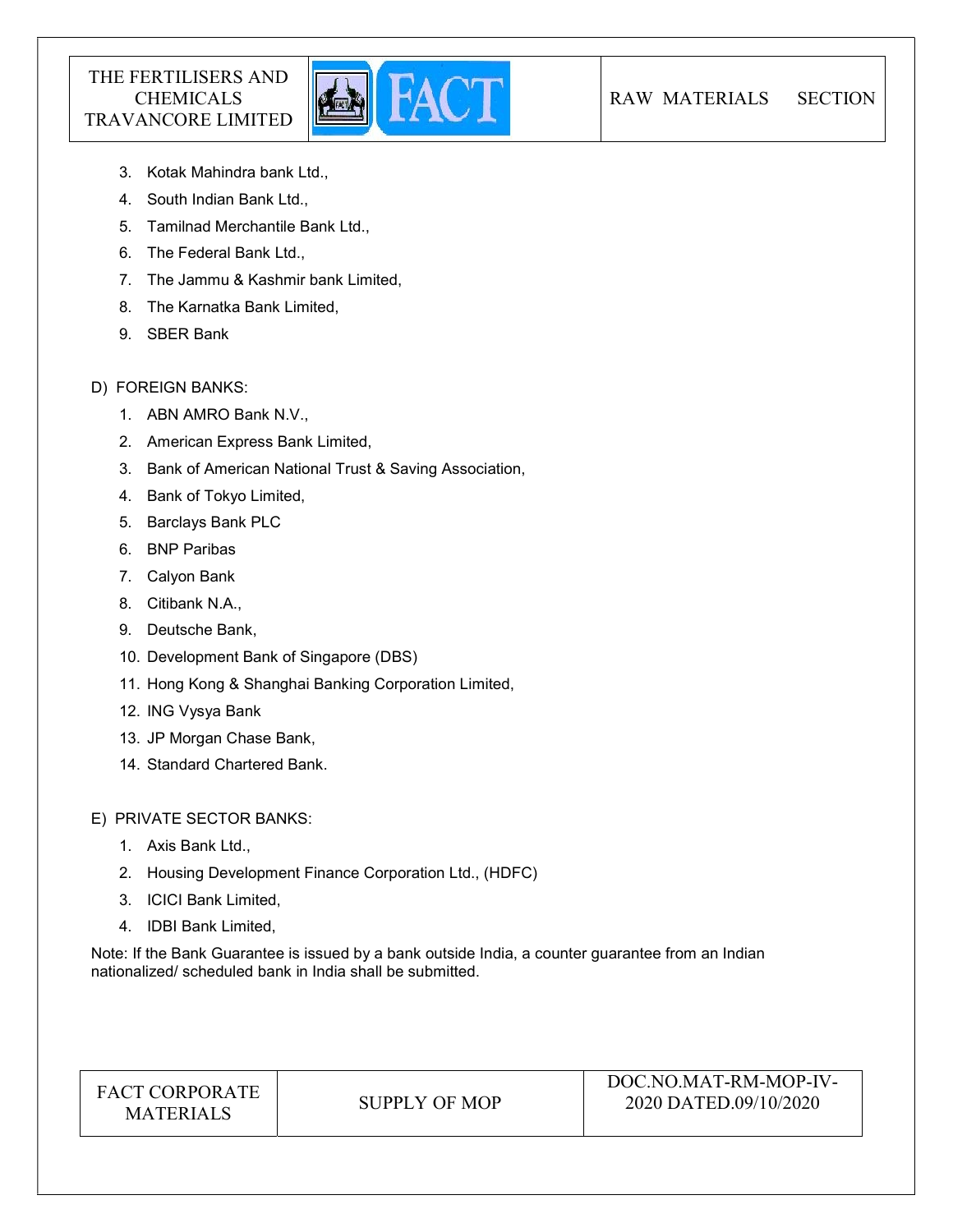3. Kotak Mahindra bank Ltd.,
4. South Indian Bank Ltd.,
5. Tamilnad Merchantile Bank Ltd.,
6. The Federal Bank Ltd.,
7. The Jammu & Kashmir bank Limited,
8. The Karnatka Bank Limited,
9. SBER Bank

D) FOREIGN BANKS:

1. ABN AMRO Bank N.V.,
2. American Express Bank Limited,
3. Bank of American National Trust & Saving Association,
4. Bank of Tokyo Limited,
5. Barclays Bank PLC
6. BNP Paribas
7. Calyon Bank
8. Citibank N.A.,
9. Deutsche Bank,
10. Development Bank of Singapore (DBS)
11. Hong Kong & Shanghai Banking Corporation Limited,
12. ING Vysya Bank
13. JP Morgan Chase Bank,
14. Standard Chartered Bank.

E) PRIVATE SECTOR BANKS:

1. Axis Bank Ltd.,
2. Housing Development Finance Corporation Ltd., (HDFC)
3. ICICI Bank Limited,
4. IDBI Bank Limited,

Note: If the Bank Guarantee is issued by a bank outside India, a counter guarantee from an Indian nationalized/ scheduled bank in India shall be submitted.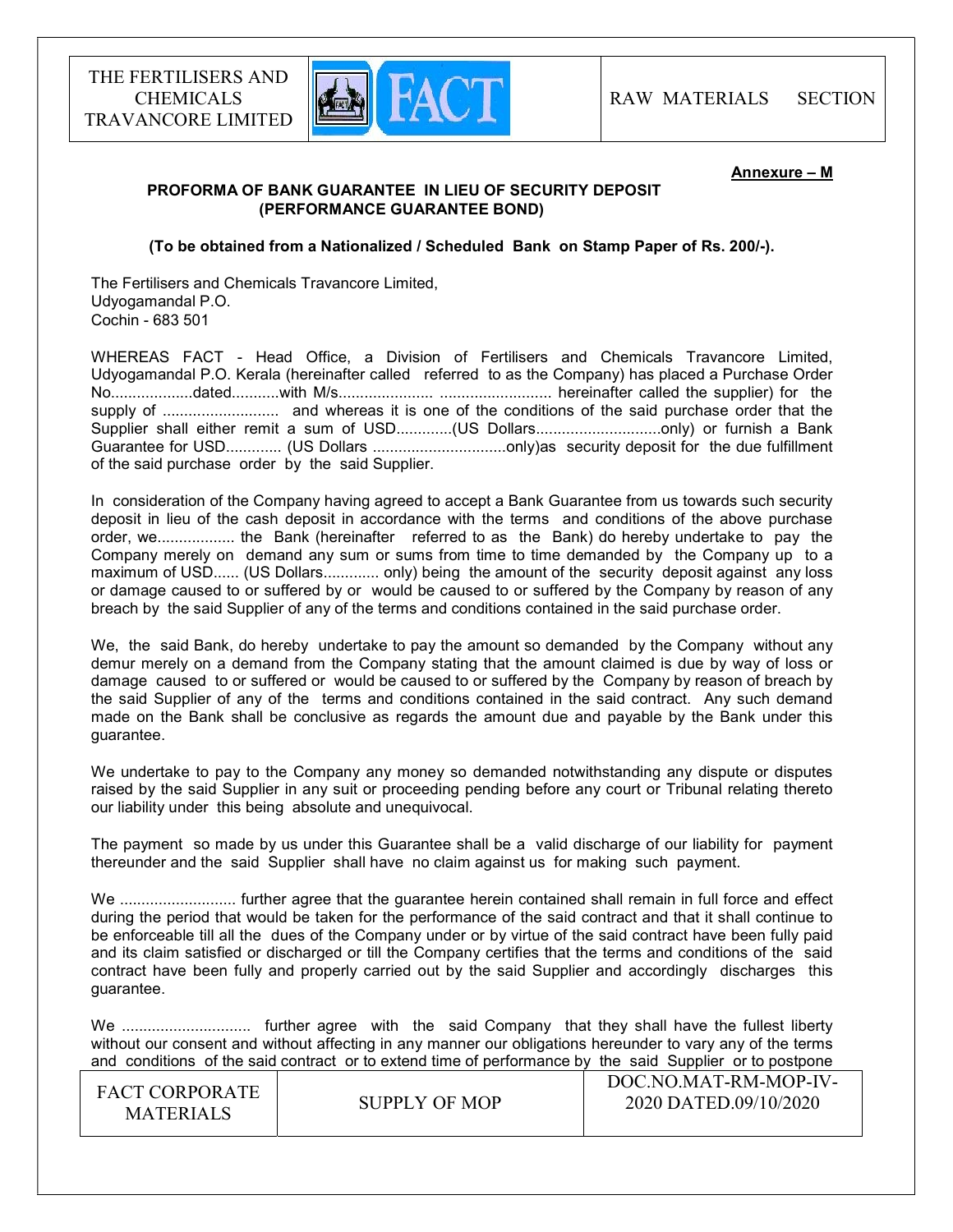**Annexure – M**

**PROFORMA OF BANK GUARANTEE IN LIEU OF SECURITY DEPOSIT (PERFORMANCE GUARANTEE BOND)**

**(To be obtained from a Nationalized / Scheduled Bank on Stamp Paper of Rs. 200/-).**

The Fertilisers and Chemicals Travancore Limited,
Udyogamandal P.O.
Cochin - 683 501

WHEREAS FACT - Head Office, a Division of Fertilisers and Chemicals Travancore Limited, Udyogamandal P.O. Kerala (hereinafter called referred to as the Company) has placed a Purchase Order No...................dated...........with M/s..................... .......................... hereinafter called the supplier) for the supply of ........................... and whereas it is one of the conditions of the said purchase order that the Supplier shall either remit a sum of USD.............(US Dollars.............................only) or furnish a Bank Guarantee for USD............. (US Dollars ...............................only)as security deposit for the due fulfillment of the said purchase order by the said Supplier.

In consideration of the Company having agreed to accept a Bank Guarantee from us towards such security deposit in lieu of the cash deposit in accordance with the terms and conditions of the above purchase order, we.................. the Bank (hereinafter referred to as the Bank) do hereby undertake to pay the Company merely on demand any sum or sums from time to time demanded by the Company up to a maximum of USD...... (US Dollars............. only) being the amount of the security deposit against any loss or damage caused to or suffered by or would be caused to or suffered by the Company by reason of any breach by the said Supplier of any of the terms and conditions contained in the said purchase order.

We, the said Bank, do hereby undertake to pay the amount so demanded by the Company without any demur merely on a demand from the Company stating that the amount claimed is due by way of loss or damage caused to or suffered or would be caused to or suffered by the Company by reason of breach by the said Supplier of any of the terms and conditions contained in the said contract. Any such demand made on the Bank shall be conclusive as regards the amount due and payable by the Bank under this guarantee.

We undertake to pay to the Company any money so demanded notwithstanding any dispute or disputes raised by the said Supplier in any suit or proceeding pending before any court or Tribunal relating thereto our liability under this being absolute and unequivocal.

The payment so made by us under this Guarantee shall be a valid discharge of our liability for payment thereunder and the said Supplier shall have no claim against us for making such payment.

We ........................... further agree that the guarantee herein contained shall remain in full force and effect during the period that would be taken for the performance of the said contract and that it shall continue to be enforceable till all the dues of the Company under or by virtue of the said contract have been fully paid and its claim satisfied or discharged or till the Company certifies that the terms and conditions of the said contract have been fully and properly carried out by the said Supplier and accordingly discharges this guarantee.

We .............................. further agree with the said Company that they shall have the fullest liberty without our consent and without affecting in any manner our obligations hereunder to vary any of the terms and conditions of the said contract or to extend time of performance by the said Supplier or to postpone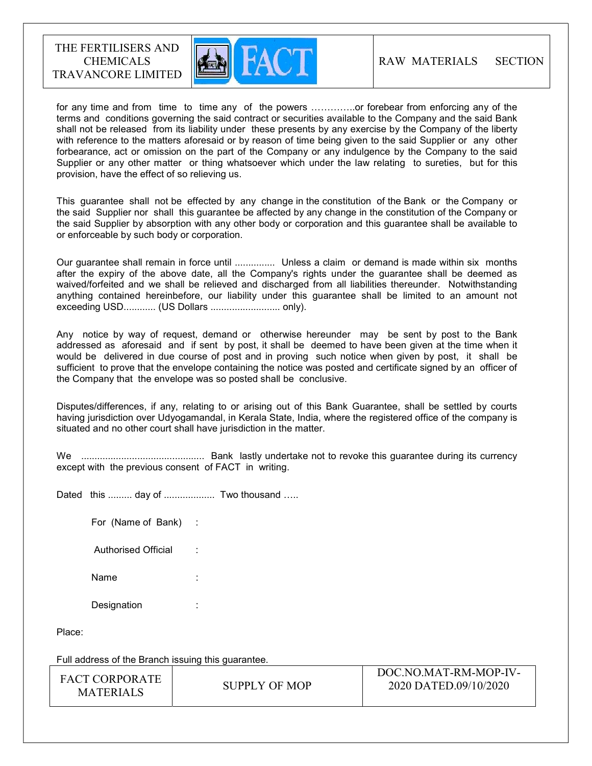for any time and from time to time any of the powers …………..or forebear from enforcing any of the terms and conditions governing the said contract or securities available to the Company and the said Bank shall not be released from its liability under these presents by any exercise by the Company of the liberty with reference to the matters aforesaid or by reason of time being given to the said Supplier or any other forbearance, act or omission on the part of the Company or any indulgence by the Company to the said Supplier or any other matter or thing whatsoever which under the law relating to sureties, but for this provision, have the effect of so relieving us.

This guarantee shall not be effected by any change in the constitution of the Bank or the Company or the said Supplier nor shall this guarantee be affected by any change in the constitution of the Company or the said Supplier by absorption with any other body or corporation and this guarantee shall be available to or enforceable by such body or corporation.

Our guarantee shall remain in force until ............... Unless a claim or demand is made within six months after the expiry of the above date, all the Company's rights under the guarantee shall be deemed as waived/forfeited and we shall be relieved and discharged from all liabilities thereunder. Notwithstanding anything contained hereinbefore, our liability under this guarantee shall be limited to an amount not exceeding USD............ (US Dollars .......................... only).

Any notice by way of request, demand or otherwise hereunder may be sent by post to the Bank addressed as aforesaid and if sent by post, it shall be deemed to have been given at the time when it would be delivered in due course of post and in proving such notice when given by post, it shall be sufficient to prove that the envelope containing the notice was posted and certificate signed by an officer of the Company that the envelope was so posted shall be conclusive.

Disputes/differences, if any, relating to or arising out of this Bank Guarantee, shall be settled by courts having jurisdiction over Udyogamandal, in Kerala State, India, where the registered office of the company is situated and no other court shall have jurisdiction in the matter.

We ............................................. Bank lastly undertake not to revoke this guarantee during its currency except with the previous consent of FACT in writing.

Dated this ......... day of ................... Two thousand …..

For (Name of Bank) :

Authorised Official :

Name :

Designation :

Place:

Full address of the Branch issuing this guarantee.